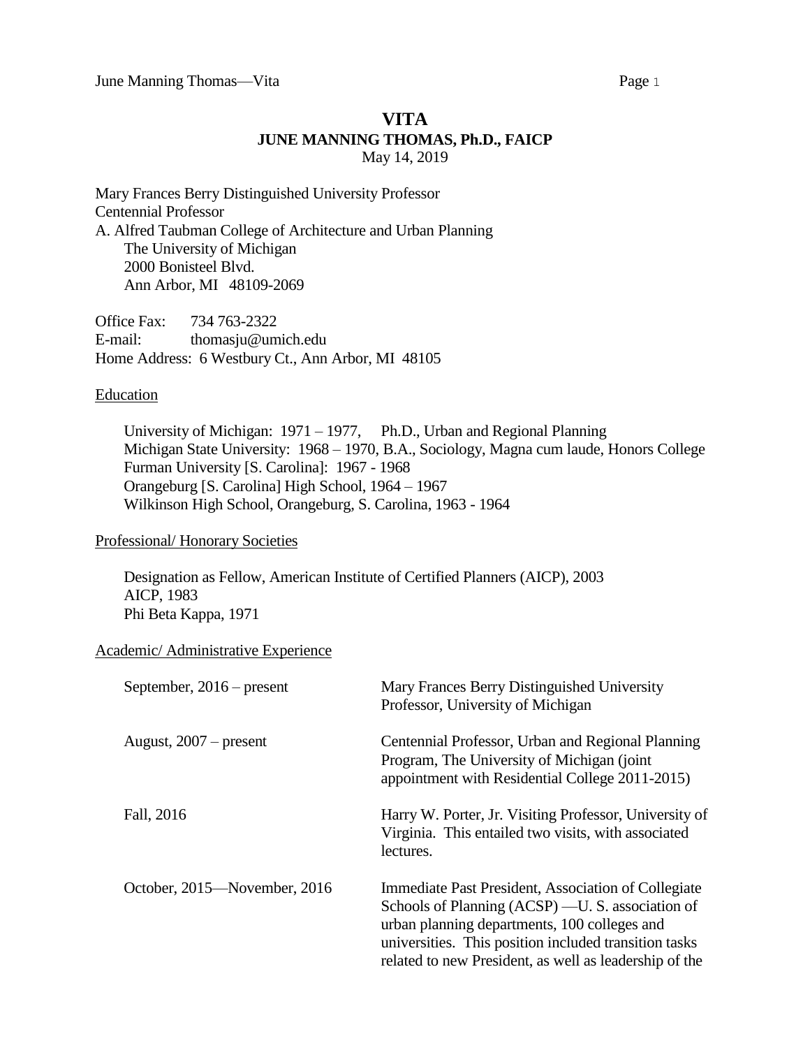# VITA

## JUNE MANNING THOMAS, Ph.D., FAICP

May 14, 2019

Mary Frances Berry Distinguished University Professor
Centennial Professor
A. Alfred Taubman College of Architecture and Urban Planning
The University of Michigan
2000 Bonisteel Blvd.
Ann Arbor, MI 48109-2069

Office Fax: 734 763-2322
E-mail: thomasju@umich.edu
Home Address: 6 Westbury Ct., Ann Arbor, MI 48105

### Education

University of Michigan: 1971 – 1977, Ph.D., Urban and Regional Planning
Michigan State University: 1968 – 1970, B.A., Sociology, Magna cum laude, Honors College
Furman University [S. Carolina]: 1967 - 1968
Orangeburg [S. Carolina] High School, 1964 – 1967
Wilkinson High School, Orangeburg, S. Carolina, 1963 - 1964

### Professional/ Honorary Societies

Designation as Fellow, American Institute of Certified Planners (AICP), 2003
AICP, 1983
Phi Beta Kappa, 1971

### Academic/ Administrative Experience

| | |
|---|---|
| September, 2016 – present | Mary Frances Berry Distinguished University Professor, University of Michigan |
| August, 2007 – present | Centennial Professor, Urban and Regional Planning Program, The University of Michigan (joint appointment with Residential College 2011-2015) |
| Fall, 2016 | Harry W. Porter, Jr. Visiting Professor, University of Virginia. This entailed two visits, with associated lectures. |
| October, 2015—November, 2016 | Immediate Past President, Association of Collegiate Schools of Planning (ACSP) —U. S. association of urban planning departments, 100 colleges and universities. This position included transition tasks related to new President, as well as leadership of the |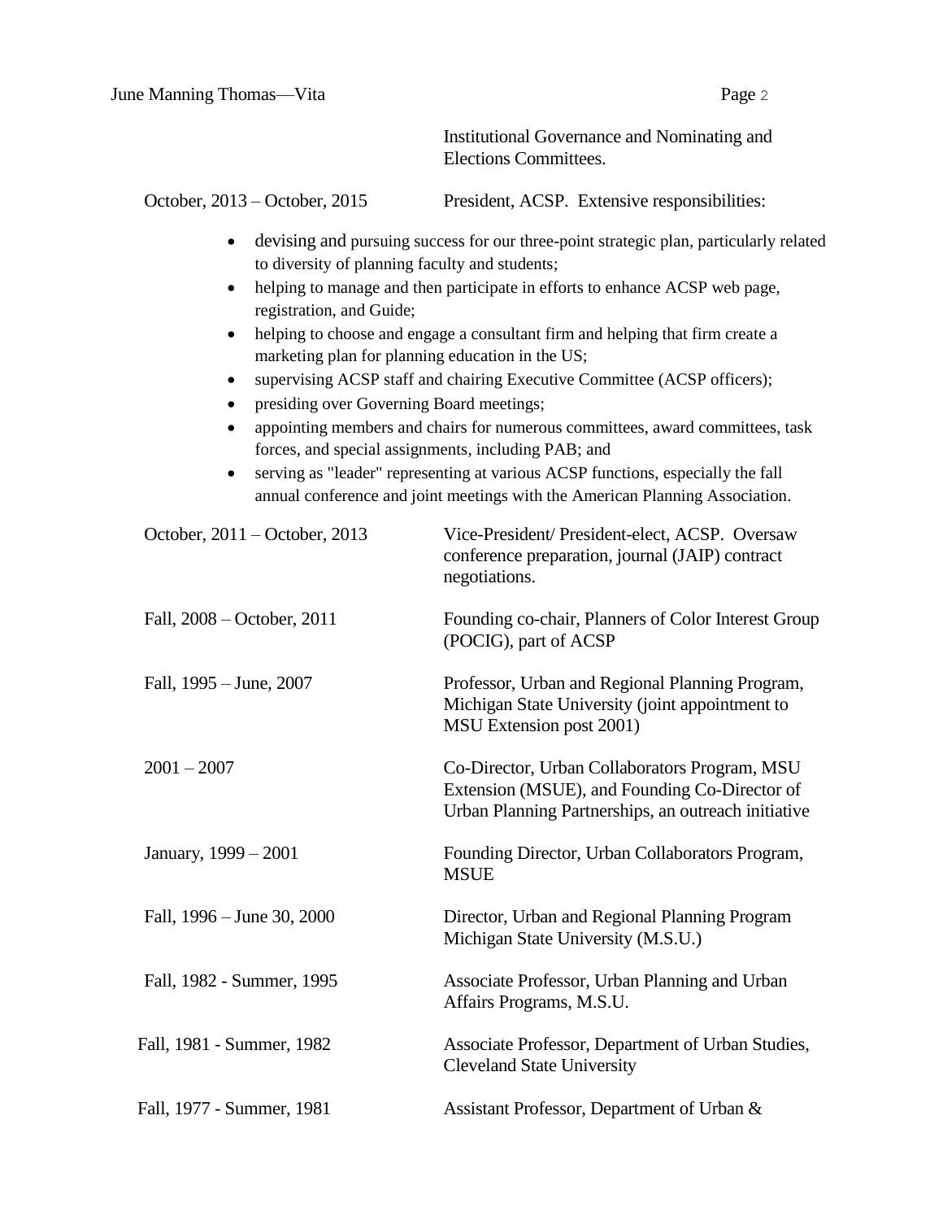Institutional Governance and Nominating and Elections Committees.

| | |
|---|---|
| October, 2013 – October, 2015 | President, ACSP. Extensive responsibilities: |

- devising and pursuing success for our three-point strategic plan, particularly related to diversity of planning faculty and students;
- helping to manage and then participate in efforts to enhance ACSP web page, registration, and Guide;
- helping to choose and engage a consultant firm and helping that firm create a marketing plan for planning education in the US;
- supervising ACSP staff and chairing Executive Committee (ACSP officers);
- presiding over Governing Board meetings;
- appointing members and chairs for numerous committees, award committees, task forces, and special assignments, including PAB; and
- serving as "leader" representing at various ACSP functions, especially the fall annual conference and joint meetings with the American Planning Association.

| | |
|---|---|
| October, 2011 – October, 2013 | Vice-President/ President-elect, ACSP. Oversaw conference preparation, journal (JAIP) contract negotiations. |
| Fall, 2008 – October, 2011 | Founding co-chair, Planners of Color Interest Group (POCIG), part of ACSP |
| Fall, 1995 – June, 2007 | Professor, Urban and Regional Planning Program, Michigan State University (joint appointment to MSU Extension post 2001) |
| 2001 – 2007 | Co-Director, Urban Collaborators Program, MSU Extension (MSUE), and Founding Co-Director of Urban Planning Partnerships, an outreach initiative |
| January, 1999 – 2001 | Founding Director, Urban Collaborators Program, MSUE |
| Fall, 1996 – June 30, 2000 | Director, Urban and Regional Planning Program Michigan State University (M.S.U.) |
| Fall, 1982 - Summer, 1995 | Associate Professor, Urban Planning and Urban Affairs Programs, M.S.U. |
| Fall, 1981 - Summer, 1982 | Associate Professor, Department of Urban Studies, Cleveland State University |
| Fall, 1977 - Summer, 1981 | Assistant Professor, Department of Urban & |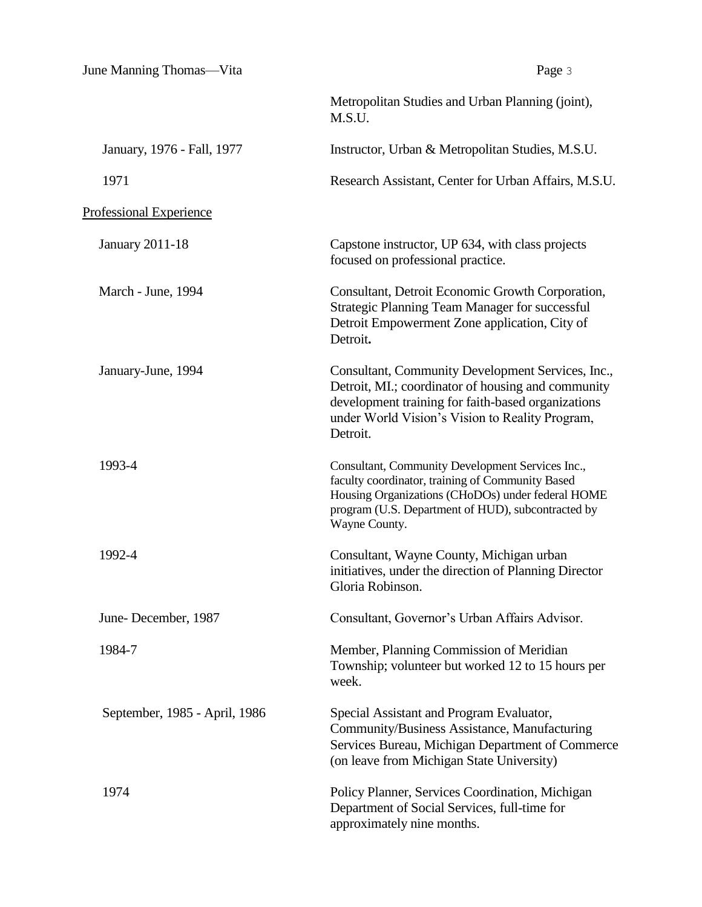| | |
|---|---|
| | Metropolitan Studies and Urban Planning (joint), M.S.U. |
| January, 1976 - Fall, 1977 | Instructor, Urban & Metropolitan Studies, M.S.U. |
| 1971 | Research Assistant, Center for Urban Affairs, M.S.U. |

<u>Professional Experience</u>

| | |
|---|---|
| January 2011-18 | Capstone instructor, UP 634, with class projects focused on professional practice. |
| March - June, 1994 | Consultant, Detroit Economic Growth Corporation, Strategic Planning Team Manager for successful Detroit Empowerment Zone application, City of Detroit**.** |
| January-June, 1994 | Consultant, Community Development Services, Inc., Detroit, MI.; coordinator of housing and community development training for faith-based organizations under World Vision's Vision to Reality Program, Detroit. |
| 1993-4 | Consultant, Community Development Services Inc., faculty coordinator, training of Community Based Housing Organizations (CHoDOs) under federal HOME program (U.S. Department of HUD), subcontracted by Wayne County. |
| 1992-4 | Consultant, Wayne County, Michigan urban initiatives, under the direction of Planning Director Gloria Robinson. |
| June- December, 1987 | Consultant, Governor's Urban Affairs Advisor. |
| 1984-7 | Member, Planning Commission of Meridian Township; volunteer but worked 12 to 15 hours per week. |
| September, 1985 - April, 1986 | Special Assistant and Program Evaluator, Community/Business Assistance, Manufacturing Services Bureau, Michigan Department of Commerce (on leave from Michigan State University) |
| 1974 | Policy Planner, Services Coordination, Michigan Department of Social Services, full-time for approximately nine months. |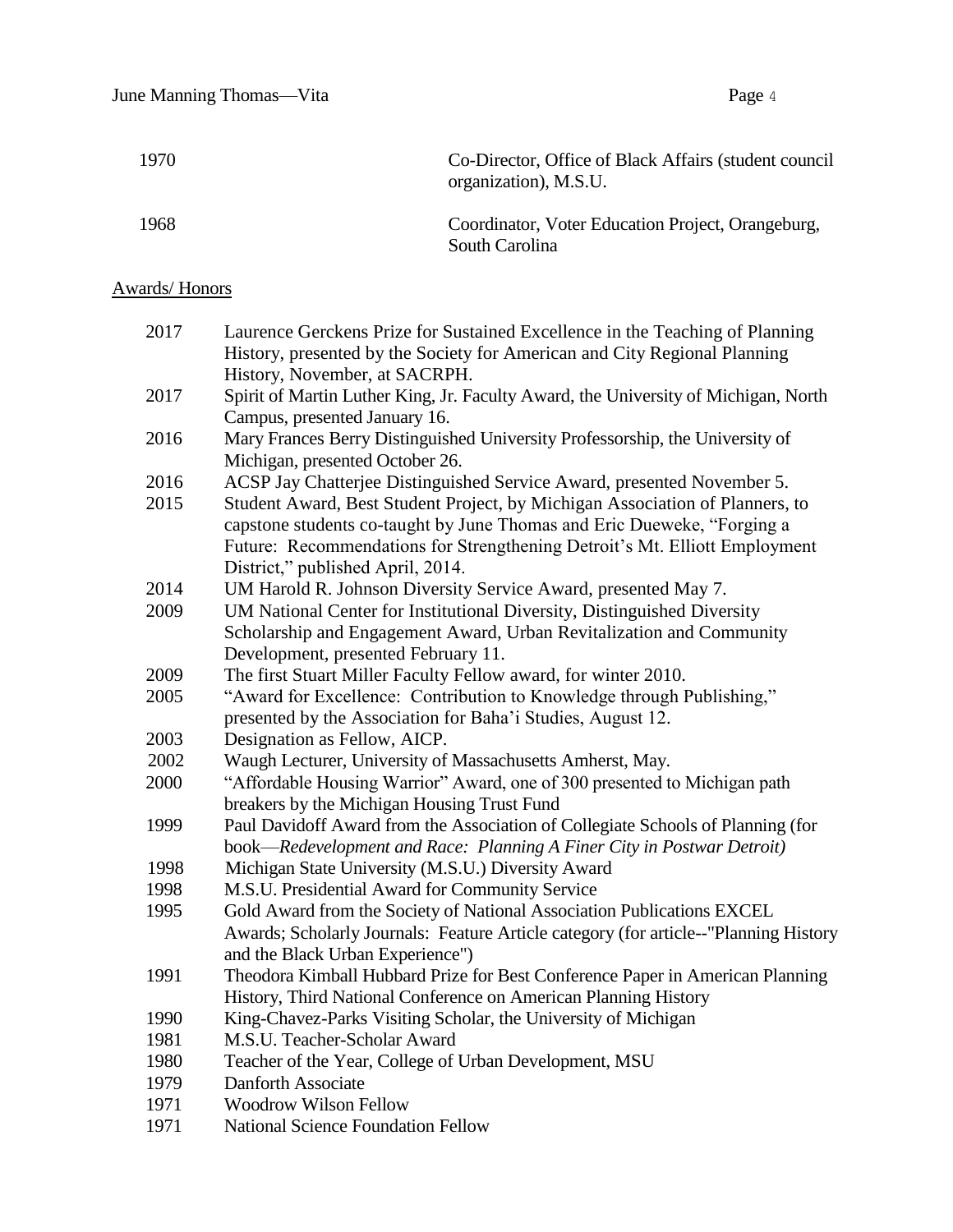| | |
|---|---|
| 1970 | Co-Director, Office of Black Affairs (student council organization), M.S.U. |
| 1968 | Coordinator, Voter Education Project, Orangeburg, South Carolina |

<u>Awards/ Honors</u>

| | |
|---|---|
| 2017 | Laurence Gerckens Prize for Sustained Excellence in the Teaching of Planning History, presented by the Society for American and City Regional Planning History, November, at SACRPH. |
| 2017 | Spirit of Martin Luther King, Jr. Faculty Award, the University of Michigan, North Campus, presented January 16. |
| 2016 | Mary Frances Berry Distinguished University Professorship, the University of Michigan, presented October 26. |
| 2016 | ACSP Jay Chatterjee Distinguished Service Award, presented November 5. |
| 2015 | Student Award, Best Student Project, by Michigan Association of Planners, to capstone students co-taught by June Thomas and Eric Dueweke, "Forging a Future: Recommendations for Strengthening Detroit's Mt. Elliott Employment District," published April, 2014. |
| 2014 | UM Harold R. Johnson Diversity Service Award, presented May 7. |
| 2009 | UM National Center for Institutional Diversity, Distinguished Diversity Scholarship and Engagement Award, Urban Revitalization and Community Development, presented February 11. |
| 2009 | The first Stuart Miller Faculty Fellow award, for winter 2010. |
| 2005 | "Award for Excellence: Contribution to Knowledge through Publishing," presented by the Association for Baha'i Studies, August 12. |
| 2003 | Designation as Fellow, AICP. |
| 2002 | Waugh Lecturer, University of Massachusetts Amherst, May. |
| 2000 | "Affordable Housing Warrior" Award, one of 300 presented to Michigan path breakers by the Michigan Housing Trust Fund |
| 1999 | Paul Davidoff Award from the Association of Collegiate Schools of Planning (for book—*Redevelopment and Race: Planning A Finer City in Postwar Detroit)* |
| 1998 | Michigan State University (M.S.U.) Diversity Award |
| 1998 | M.S.U. Presidential Award for Community Service |
| 1995 | Gold Award from the Society of National Association Publications EXCEL Awards; Scholarly Journals: Feature Article category (for article--"Planning History and the Black Urban Experience") |
| 1991 | Theodora Kimball Hubbard Prize for Best Conference Paper in American Planning History, Third National Conference on American Planning History |
| 1990 | King-Chavez-Parks Visiting Scholar, the University of Michigan |
| 1981 | M.S.U. Teacher-Scholar Award |
| 1980 | Teacher of the Year, College of Urban Development, MSU |
| 1979 | Danforth Associate |
| 1971 | Woodrow Wilson Fellow |
| 1971 | National Science Foundation Fellow |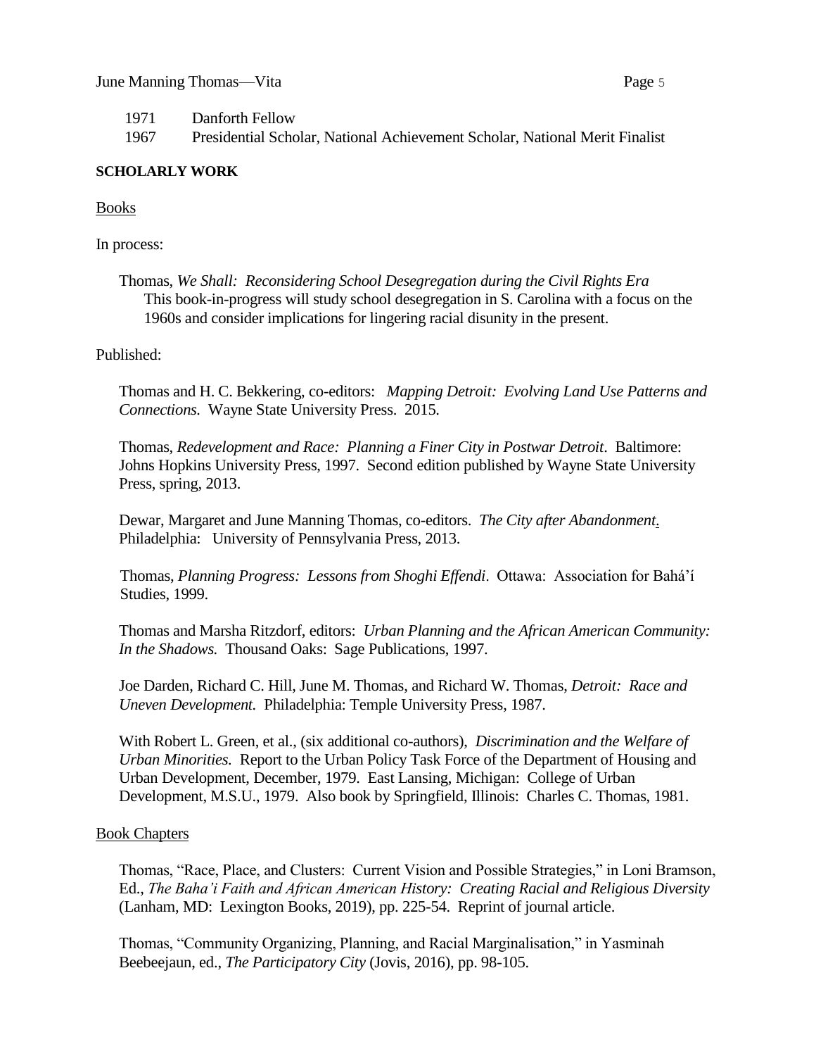1971 Danforth Fellow

1967 Presidential Scholar, National Achievement Scholar, National Merit Finalist

**SCHOLARLY WORK**

Books

In process:

Thomas, *We Shall: Reconsidering School Desegregation during the Civil Rights Era*
This book-in-progress will study school desegregation in S. Carolina with a focus on the 1960s and consider implications for lingering racial disunity in the present.

Published:

Thomas and H. C. Bekkering, co-editors: *Mapping Detroit: Evolving Land Use Patterns and Connections.* Wayne State University Press. 2015.

Thomas, *Redevelopment and Race: Planning a Finer City in Postwar Detroit*. Baltimore: Johns Hopkins University Press, 1997. Second edition published by Wayne State University Press, spring, 2013.

Dewar, Margaret and June Manning Thomas, co-editors. *The City after Abandonment.* Philadelphia: University of Pennsylvania Press, 2013.

Thomas, *Planning Progress: Lessons from Shoghi Effendi*. Ottawa: Association for Bahá'í Studies, 1999.

Thomas and Marsha Ritzdorf, editors: *Urban Planning and the African American Community: In the Shadows.* Thousand Oaks: Sage Publications, 1997.

Joe Darden, Richard C. Hill, June M. Thomas, and Richard W. Thomas, *Detroit: Race and Uneven Development.* Philadelphia: Temple University Press, 1987.

With Robert L. Green, et al., (six additional co-authors), *Discrimination and the Welfare of Urban Minorities.* Report to the Urban Policy Task Force of the Department of Housing and Urban Development, December, 1979. East Lansing, Michigan: College of Urban Development, M.S.U., 1979. Also book by Springfield, Illinois: Charles C. Thomas, 1981.

Book Chapters

Thomas, "Race, Place, and Clusters: Current Vision and Possible Strategies," in Loni Bramson, Ed., *The Baha'i Faith and African American History: Creating Racial and Religious Diversity* (Lanham, MD: Lexington Books, 2019), pp. 225-54. Reprint of journal article.

Thomas, "Community Organizing, Planning, and Racial Marginalisation," in Yasminah Beebeejaun, ed., *The Participatory City* (Jovis, 2016), pp. 98-105.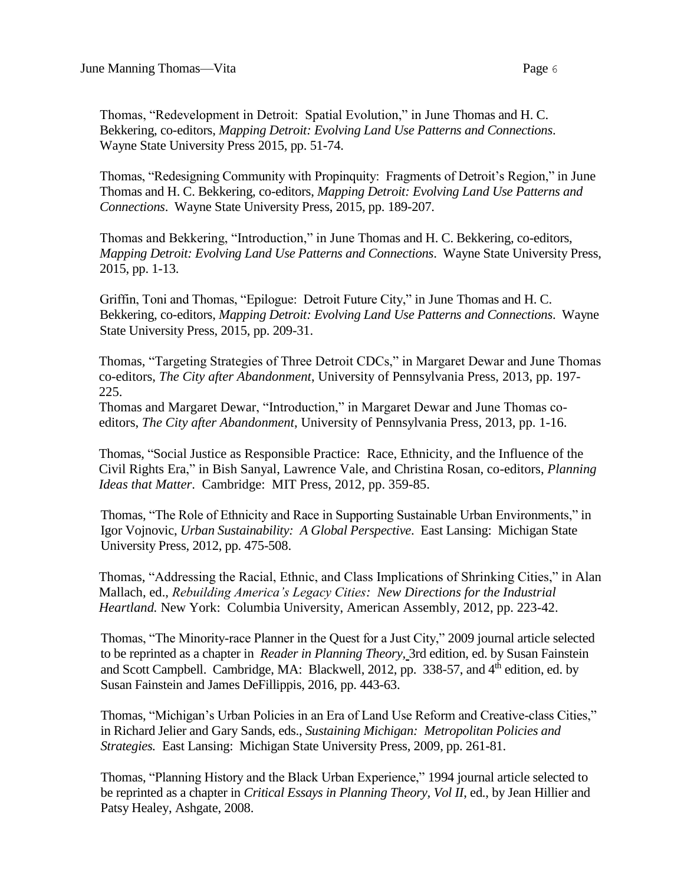Thomas, "Redevelopment in Detroit: Spatial Evolution," in June Thomas and H. C. Bekkering, co-editors, *Mapping Detroit: Evolving Land Use Patterns and Connections*. Wayne State University Press 2015, pp. 51-74.

Thomas, "Redesigning Community with Propinquity: Fragments of Detroit's Region," in June Thomas and H. C. Bekkering, co-editors, *Mapping Detroit: Evolving Land Use Patterns and Connections*. Wayne State University Press, 2015, pp. 189-207.

Thomas and Bekkering, "Introduction," in June Thomas and H. C. Bekkering, co-editors, *Mapping Detroit: Evolving Land Use Patterns and Connections*. Wayne State University Press, 2015, pp. 1-13.

Griffin, Toni and Thomas, "Epilogue: Detroit Future City," in June Thomas and H. C. Bekkering, co-editors, *Mapping Detroit: Evolving Land Use Patterns and Connections*. Wayne State University Press, 2015, pp. 209-31.

Thomas, "Targeting Strategies of Three Detroit CDCs," in Margaret Dewar and June Thomas co-editors, *The City after Abandonment*, University of Pennsylvania Press, 2013, pp. 197-225.

Thomas and Margaret Dewar, "Introduction," in Margaret Dewar and June Thomas co-editors, *The City after Abandonment*, University of Pennsylvania Press, 2013, pp. 1-16.

Thomas, "Social Justice as Responsible Practice: Race, Ethnicity, and the Influence of the Civil Rights Era," in Bish Sanyal, Lawrence Vale, and Christina Rosan, co-editors, *Planning Ideas that Matter*. Cambridge: MIT Press, 2012, pp. 359-85.

Thomas, "The Role of Ethnicity and Race in Supporting Sustainable Urban Environments," in Igor Vojnovic, *Urban Sustainability: A Global Perspective*. East Lansing: Michigan State University Press, 2012, pp. 475-508.

Thomas, "Addressing the Racial, Ethnic, and Class Implications of Shrinking Cities," in Alan Mallach, ed., *Rebuilding America's Legacy Cities: New Directions for the Industrial Heartland.* New York: Columbia University, American Assembly, 2012, pp. 223-42.

Thomas, "The Minority-race Planner in the Quest for a Just City," 2009 journal article selected to be reprinted as a chapter in *Reader in Planning Theory*, 3rd edition, ed. by Susan Fainstein and Scott Campbell. Cambridge, MA: Blackwell, 2012, pp. 338-57, and 4th edition, ed. by Susan Fainstein and James DeFillippis, 2016, pp. 443-63.

Thomas, "Michigan's Urban Policies in an Era of Land Use Reform and Creative-class Cities," in Richard Jelier and Gary Sands, eds., *Sustaining Michigan: Metropolitan Policies and Strategies.* East Lansing: Michigan State University Press, 2009, pp. 261-81.

Thomas, "Planning History and the Black Urban Experience," 1994 journal article selected to be reprinted as a chapter in *Critical Essays in Planning Theory, Vol II*, ed., by Jean Hillier and Patsy Healey, Ashgate, 2008.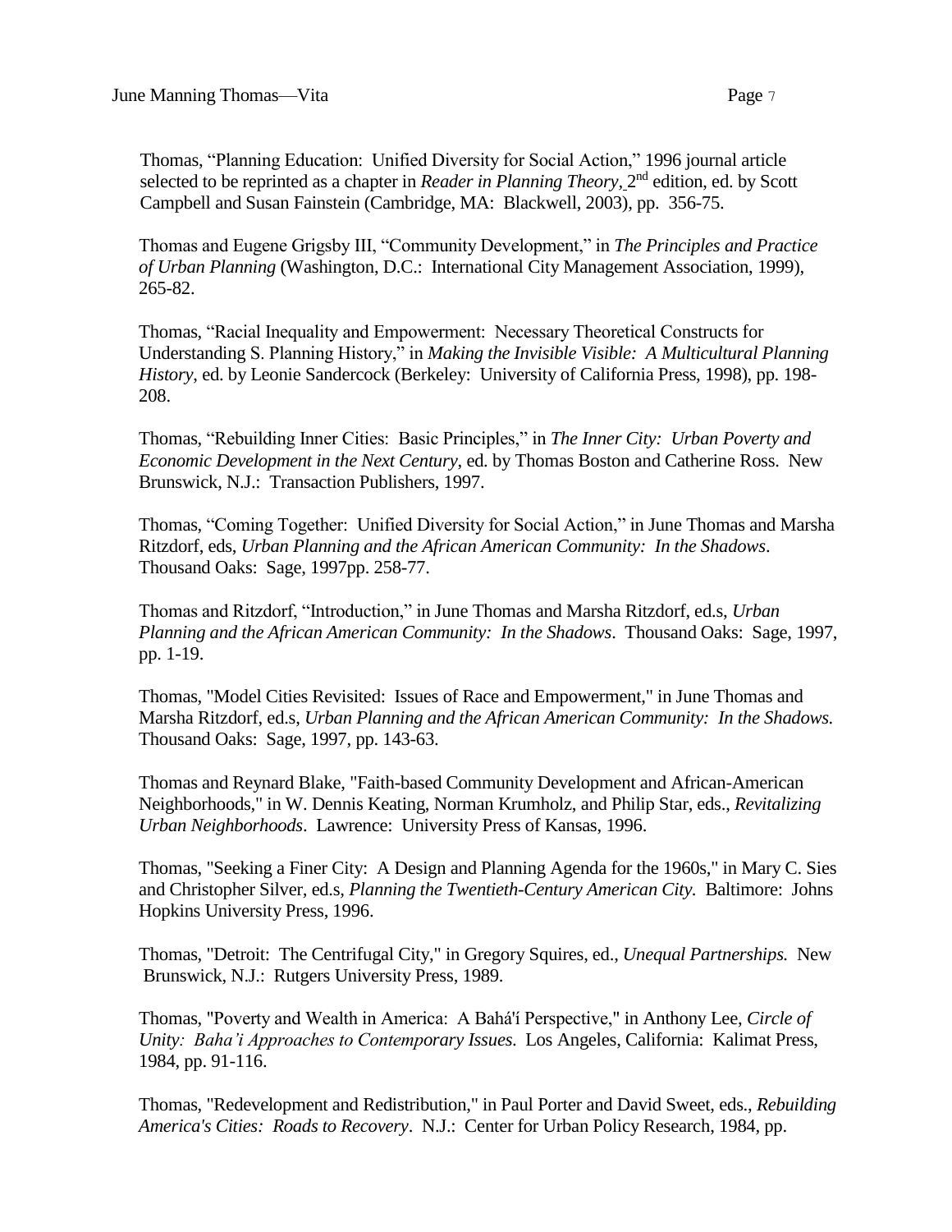Thomas, "Planning Education: Unified Diversity for Social Action," 1996 journal article selected to be reprinted as a chapter in *Reader in Planning Theory*, 2nd edition, ed. by Scott Campbell and Susan Fainstein (Cambridge, MA: Blackwell, 2003), pp. 356-75.

Thomas and Eugene Grigsby III, "Community Development," in *The Principles and Practice of Urban Planning* (Washington, D.C.: International City Management Association, 1999), 265-82.

Thomas, "Racial Inequality and Empowerment: Necessary Theoretical Constructs for Understanding S. Planning History," in *Making the Invisible Visible: A Multicultural Planning History*, ed. by Leonie Sandercock (Berkeley: University of California Press, 1998), pp. 198-208.

Thomas, "Rebuilding Inner Cities: Basic Principles," in *The Inner City: Urban Poverty and Economic Development in the Next Century*, ed. by Thomas Boston and Catherine Ross. New Brunswick, N.J.: Transaction Publishers, 1997.

Thomas, "Coming Together: Unified Diversity for Social Action," in June Thomas and Marsha Ritzdorf, eds, *Urban Planning and the African American Community: In the Shadows*. Thousand Oaks: Sage, 1997pp. 258-77.

Thomas and Ritzdorf, "Introduction," in June Thomas and Marsha Ritzdorf, ed.s, *Urban Planning and the African American Community: In the Shadows*. Thousand Oaks: Sage, 1997, pp. 1-19.

Thomas, "Model Cities Revisited: Issues of Race and Empowerment," in June Thomas and Marsha Ritzdorf, ed.s, *Urban Planning and the African American Community: In the Shadows.* Thousand Oaks: Sage, 1997, pp. 143-63.

Thomas and Reynard Blake, "Faith-based Community Development and African-American Neighborhoods," in W. Dennis Keating, Norman Krumholz, and Philip Star, eds., *Revitalizing Urban Neighborhoods*. Lawrence: University Press of Kansas, 1996.

Thomas, "Seeking a Finer City: A Design and Planning Agenda for the 1960s," in Mary C. Sies and Christopher Silver, ed.s, *Planning the Twentieth-Century American City.* Baltimore: Johns Hopkins University Press, 1996.

Thomas, "Detroit: The Centrifugal City," in Gregory Squires, ed., *Unequal Partnerships.* New Brunswick, N.J.: Rutgers University Press, 1989.

Thomas, "Poverty and Wealth in America: A Bahá'í Perspective," in Anthony Lee, *Circle of Unity: Baha'i Approaches to Contemporary Issues.* Los Angeles, California: Kalimat Press, 1984, pp. 91-116.

Thomas, "Redevelopment and Redistribution," in Paul Porter and David Sweet, eds., *Rebuilding America's Cities: Roads to Recovery*. N.J.: Center for Urban Policy Research, 1984, pp.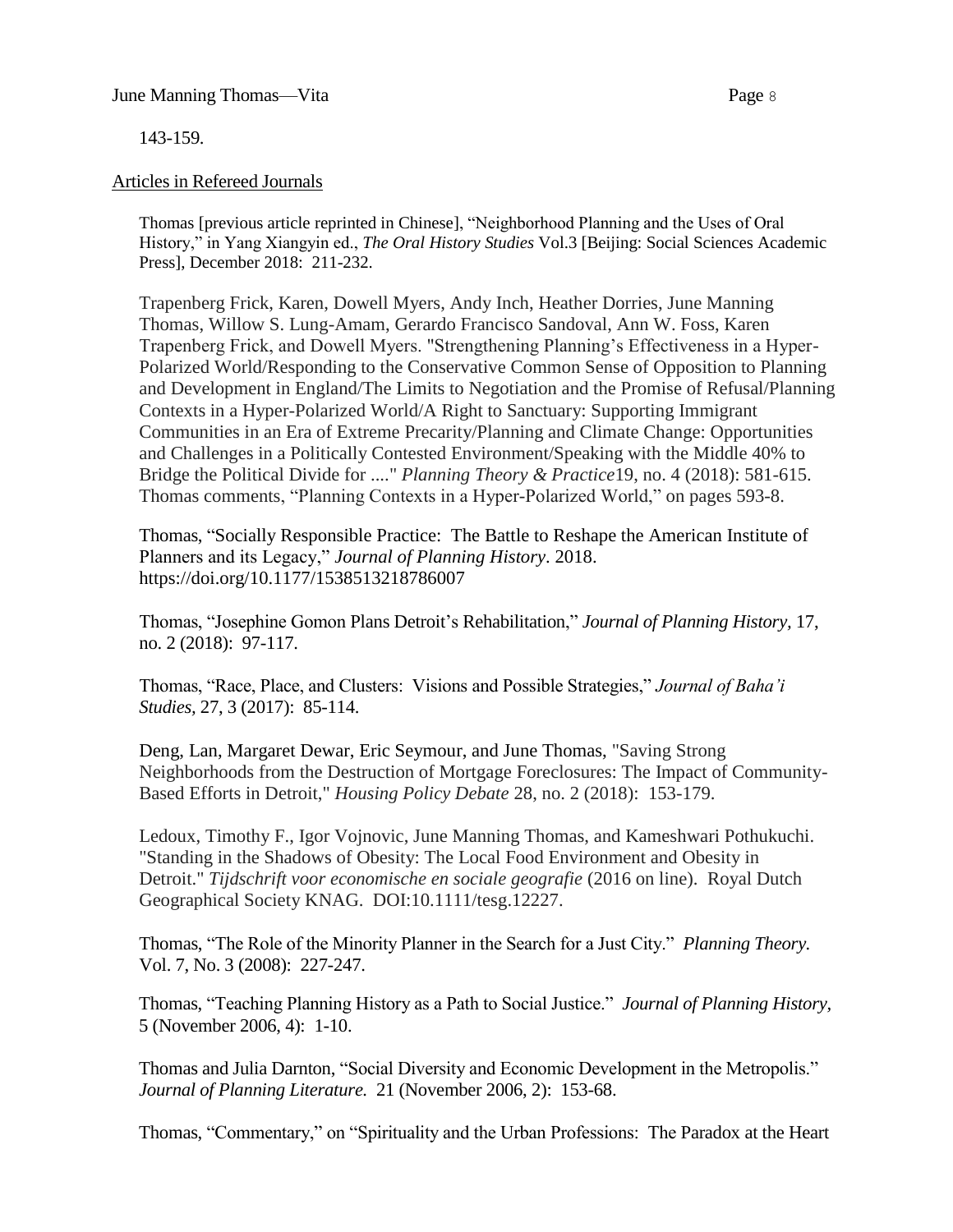143-159.

Articles in Refereed Journals

Thomas [previous article reprinted in Chinese], "Neighborhood Planning and the Uses of Oral History," in Yang Xiangyin ed., *The Oral History Studies* Vol.3 [Beijing: Social Sciences Academic Press], December 2018: 211-232.

Trapenberg Frick, Karen, Dowell Myers, Andy Inch, Heather Dorries, June Manning Thomas, Willow S. Lung-Amam, Gerardo Francisco Sandoval, Ann W. Foss, Karen Trapenberg Frick, and Dowell Myers. "Strengthening Planning's Effectiveness in a Hyper-Polarized World/Responding to the Conservative Common Sense of Opposition to Planning and Development in England/The Limits to Negotiation and the Promise of Refusal/Planning Contexts in a Hyper-Polarized World/A Right to Sanctuary: Supporting Immigrant Communities in an Era of Extreme Precarity/Planning and Climate Change: Opportunities and Challenges in a Politically Contested Environment/Speaking with the Middle 40% to Bridge the Political Divide for ...." *Planning Theory & Practice*19, no. 4 (2018): 581-615. Thomas comments, "Planning Contexts in a Hyper-Polarized World," on pages 593-8.

Thomas, "Socially Responsible Practice: The Battle to Reshape the American Institute of Planners and its Legacy," *Journal of Planning History*. 2018. https://doi.org/10.1177/1538513218786007

Thomas, "Josephine Gomon Plans Detroit's Rehabilitation," *Journal of Planning History,* 17, no. 2 (2018): 97-117.

Thomas, "Race, Place, and Clusters: Visions and Possible Strategies," *Journal of Baha'i Studies*, 27, 3 (2017): 85-114.

Deng, Lan, Margaret Dewar, Eric Seymour, and June Thomas, "Saving Strong Neighborhoods from the Destruction of Mortgage Foreclosures: The Impact of Community-Based Efforts in Detroit," *Housing Policy Debate* 28, no. 2 (2018): 153-179.

Ledoux, Timothy F., Igor Vojnovic, June Manning Thomas, and Kameshwari Pothukuchi. "Standing in the Shadows of Obesity: The Local Food Environment and Obesity in Detroit." *Tijdschrift voor economische en sociale geografie* (2016 on line). Royal Dutch Geographical Society KNAG. DOI:10.1111/tesg.12227.

Thomas, "The Role of the Minority Planner in the Search for a Just City." *Planning Theory.* Vol. 7, No. 3 (2008): 227-247.

Thomas, "Teaching Planning History as a Path to Social Justice." *Journal of Planning History*, 5 (November 2006, 4): 1-10.

Thomas and Julia Darnton, "Social Diversity and Economic Development in the Metropolis." *Journal of Planning Literature.* 21 (November 2006, 2): 153-68.

Thomas, "Commentary," on "Spirituality and the Urban Professions: The Paradox at the Heart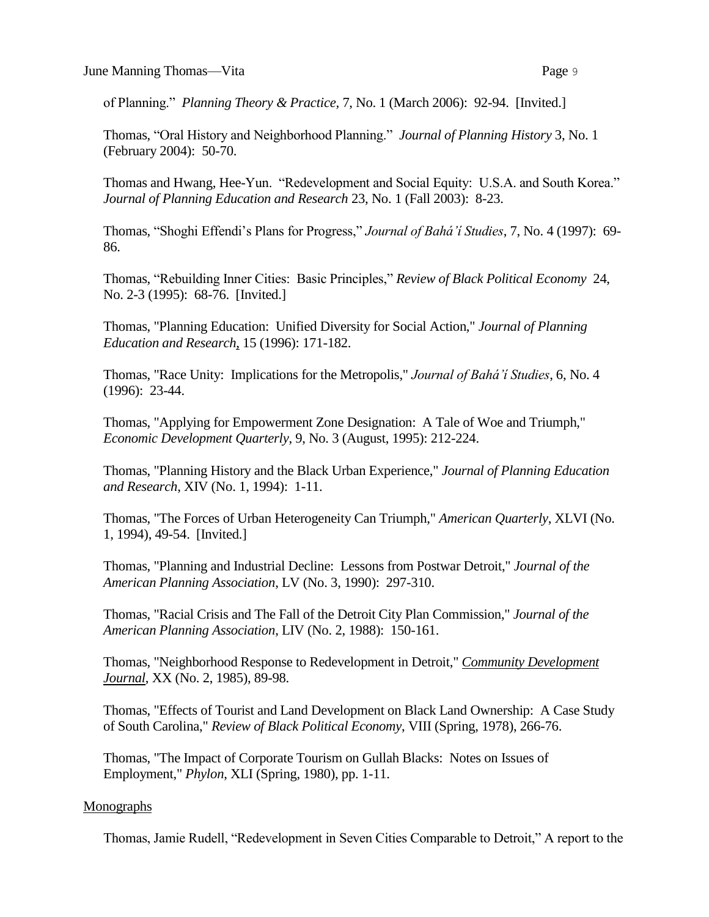of Planning." *Planning Theory & Practice,* 7, No. 1 (March 2006): 92-94. [Invited.]

Thomas, "Oral History and Neighborhood Planning." *Journal of Planning History* 3, No. 1 (February 2004): 50-70.

Thomas and Hwang, Hee-Yun. "Redevelopment and Social Equity: U.S.A. and South Korea." *Journal of Planning Education and Research* 23, No. 1 (Fall 2003): 8-23.

Thomas, "Shoghi Effendi's Plans for Progress," *Journal of Bahá'í Studies*, 7, No. 4 (1997): 69-86.

Thomas, "Rebuilding Inner Cities: Basic Principles," *Review of Black Political Economy* 24, No. 2-3 (1995): 68-76. [Invited.]

Thomas, "Planning Education: Unified Diversity for Social Action," *Journal of Planning Education and Research*, 15 (1996): 171-182.

Thomas, "Race Unity: Implications for the Metropolis," *Journal of Bahá'í Studies*, 6, No. 4 (1996): 23-44.

Thomas, "Applying for Empowerment Zone Designation: A Tale of Woe and Triumph," *Economic Development Quarterly*, 9, No. 3 (August, 1995): 212-224.

Thomas, "Planning History and the Black Urban Experience," *Journal of Planning Education and Research*, XIV (No. 1, 1994): 1-11.

Thomas, "The Forces of Urban Heterogeneity Can Triumph," *American Quarterly*, XLVI (No. 1, 1994), 49-54. [Invited.]

Thomas, "Planning and Industrial Decline: Lessons from Postwar Detroit," *Journal of the American Planning Association*, LV (No. 3, 1990): 297-310.

Thomas, "Racial Crisis and The Fall of the Detroit City Plan Commission," *Journal of the American Planning Association*, LIV (No. 2, 1988): 150-161.

Thomas, "Neighborhood Response to Redevelopment in Detroit," Community Development Journal, XX (No. 2, 1985), 89-98.

Thomas, "Effects of Tourist and Land Development on Black Land Ownership: A Case Study of South Carolina," *Review of Black Political Economy*, VIII (Spring, 1978), 266-76.

Thomas, "The Impact of Corporate Tourism on Gullah Blacks: Notes on Issues of Employment," *Phylon*, XLI (Spring, 1980), pp. 1-11.

Monographs

Thomas, Jamie Rudell, "Redevelopment in Seven Cities Comparable to Detroit," A report to the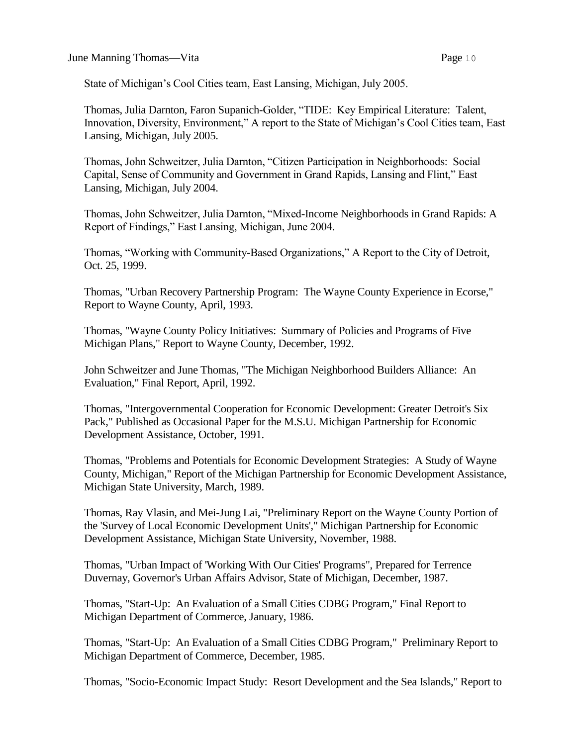State of Michigan's Cool Cities team, East Lansing, Michigan, July 2005.

Thomas, Julia Darnton, Faron Supanich-Golder, "TIDE: Key Empirical Literature: Talent, Innovation, Diversity, Environment," A report to the State of Michigan's Cool Cities team, East Lansing, Michigan, July 2005.

Thomas, John Schweitzer, Julia Darnton, "Citizen Participation in Neighborhoods: Social Capital, Sense of Community and Government in Grand Rapids, Lansing and Flint," East Lansing, Michigan, July 2004.

Thomas, John Schweitzer, Julia Darnton, "Mixed-Income Neighborhoods in Grand Rapids: A Report of Findings," East Lansing, Michigan, June 2004.

Thomas, "Working with Community-Based Organizations," A Report to the City of Detroit, Oct. 25, 1999.

Thomas, "Urban Recovery Partnership Program: The Wayne County Experience in Ecorse," Report to Wayne County, April, 1993.

Thomas, "Wayne County Policy Initiatives: Summary of Policies and Programs of Five Michigan Plans," Report to Wayne County, December, 1992.

John Schweitzer and June Thomas, "The Michigan Neighborhood Builders Alliance: An Evaluation," Final Report, April, 1992.

Thomas, "Intergovernmental Cooperation for Economic Development: Greater Detroit's Six Pack," Published as Occasional Paper for the M.S.U. Michigan Partnership for Economic Development Assistance, October, 1991.

Thomas, "Problems and Potentials for Economic Development Strategies: A Study of Wayne County, Michigan," Report of the Michigan Partnership for Economic Development Assistance, Michigan State University, March, 1989.

Thomas, Ray Vlasin, and Mei-Jung Lai, "Preliminary Report on the Wayne County Portion of the 'Survey of Local Economic Development Units'," Michigan Partnership for Economic Development Assistance, Michigan State University, November, 1988.

Thomas, "Urban Impact of 'Working With Our Cities' Programs", Prepared for Terrence Duvernay, Governor's Urban Affairs Advisor, State of Michigan, December, 1987.

Thomas, "Start-Up: An Evaluation of a Small Cities CDBG Program," Final Report to Michigan Department of Commerce, January, 1986.

Thomas, "Start-Up: An Evaluation of a Small Cities CDBG Program," Preliminary Report to Michigan Department of Commerce, December, 1985.

Thomas, "Socio-Economic Impact Study: Resort Development and the Sea Islands," Report to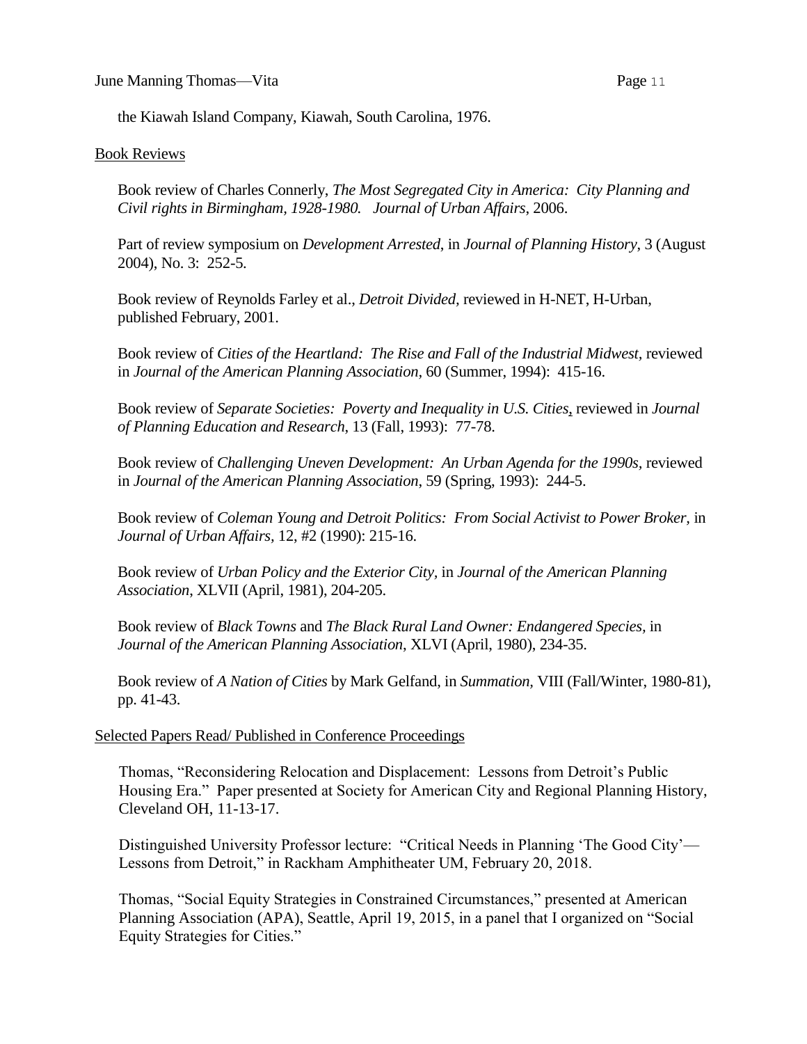the Kiawah Island Company, Kiawah, South Carolina, 1976.

<u>Book Reviews</u>

Book review of Charles Connerly, *The Most Segregated City in America: City Planning and Civil rights in Birmingham, 1928-1980. Journal of Urban Affairs*, 2006.

Part of review symposium on *Development Arrested*, in *Journal of Planning History*, 3 (August 2004), No. 3: 252-5.

Book review of Reynolds Farley et al., *Detroit Divided,* reviewed in H-NET, H-Urban, published February, 2001.

Book review of *Cities of the Heartland: The Rise and Fall of the Industrial Midwest,* reviewed in *Journal of the American Planning Association,* 60 (Summer, 1994): 415-16.

Book review of *Separate Societies: Poverty and Inequality in U.S. Cities*, reviewed in *Journal of Planning Education and Research*, 13 (Fall, 1993): 77-78.

Book review of *Challenging Uneven Development: An Urban Agenda for the 1990s,* reviewed in *Journal of the American Planning Association*, 59 (Spring, 1993): 244-5.

Book review of *Coleman Young and Detroit Politics: From Social Activist to Power Broker,* in *Journal of Urban Affairs,* 12, #2 (1990): 215-16.

Book review of *Urban Policy and the Exterior City,* in *Journal of the American Planning Association*, XLVII (April, 1981), 204-205.

Book review of *Black Towns* and *The Black Rural Land Owner: Endangered Species,* in *Journal of the American Planning Association*, XLVI (April, 1980), 234-35.

Book review of *A Nation of Cities* by Mark Gelfand, in *Summation,* VIII (Fall/Winter, 1980-81), pp. 41-43.

<u>Selected Papers Read/ Published in Conference Proceedings</u>

Thomas, "Reconsidering Relocation and Displacement: Lessons from Detroit's Public Housing Era." Paper presented at Society for American City and Regional Planning History, Cleveland OH, 11-13-17.

Distinguished University Professor lecture: "Critical Needs in Planning 'The Good City'—Lessons from Detroit," in Rackham Amphitheater UM, February 20, 2018.

Thomas, "Social Equity Strategies in Constrained Circumstances," presented at American Planning Association (APA), Seattle, April 19, 2015, in a panel that I organized on "Social Equity Strategies for Cities."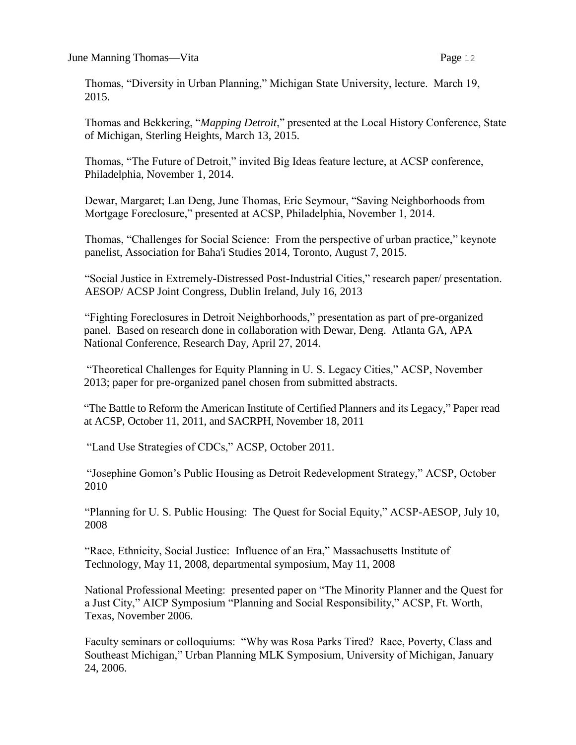Thomas, "Diversity in Urban Planning," Michigan State University, lecture. March 19, 2015.

Thomas and Bekkering, "*Mapping Detroit*," presented at the Local History Conference, State of Michigan, Sterling Heights, March 13, 2015.

Thomas, "The Future of Detroit," invited Big Ideas feature lecture, at ACSP conference, Philadelphia, November 1, 2014.

Dewar, Margaret; Lan Deng, June Thomas, Eric Seymour, "Saving Neighborhoods from Mortgage Foreclosure," presented at ACSP, Philadelphia, November 1, 2014.

Thomas, "Challenges for Social Science: From the perspective of urban practice," keynote panelist, Association for Baha'i Studies 2014, Toronto, August 7, 2015.

"Social Justice in Extremely-Distressed Post-Industrial Cities," research paper/ presentation. AESOP/ ACSP Joint Congress, Dublin Ireland, July 16, 2013

"Fighting Foreclosures in Detroit Neighborhoods," presentation as part of pre-organized panel. Based on research done in collaboration with Dewar, Deng. Atlanta GA, APA National Conference, Research Day, April 27, 2014.

"Theoretical Challenges for Equity Planning in U. S. Legacy Cities," ACSP, November 2013; paper for pre-organized panel chosen from submitted abstracts.

"The Battle to Reform the American Institute of Certified Planners and its Legacy," Paper read at ACSP, October 11, 2011, and SACRPH, November 18, 2011

"Land Use Strategies of CDCs," ACSP, October 2011.

"Josephine Gomon's Public Housing as Detroit Redevelopment Strategy," ACSP, October 2010

"Planning for U. S. Public Housing: The Quest for Social Equity," ACSP-AESOP, July 10, 2008

"Race, Ethnicity, Social Justice: Influence of an Era," Massachusetts Institute of Technology, May 11, 2008, departmental symposium, May 11, 2008

National Professional Meeting: presented paper on "The Minority Planner and the Quest for a Just City," AICP Symposium "Planning and Social Responsibility," ACSP, Ft. Worth, Texas, November 2006.

Faculty seminars or colloquiums: "Why was Rosa Parks Tired? Race, Poverty, Class and Southeast Michigan," Urban Planning MLK Symposium, University of Michigan, January 24, 2006.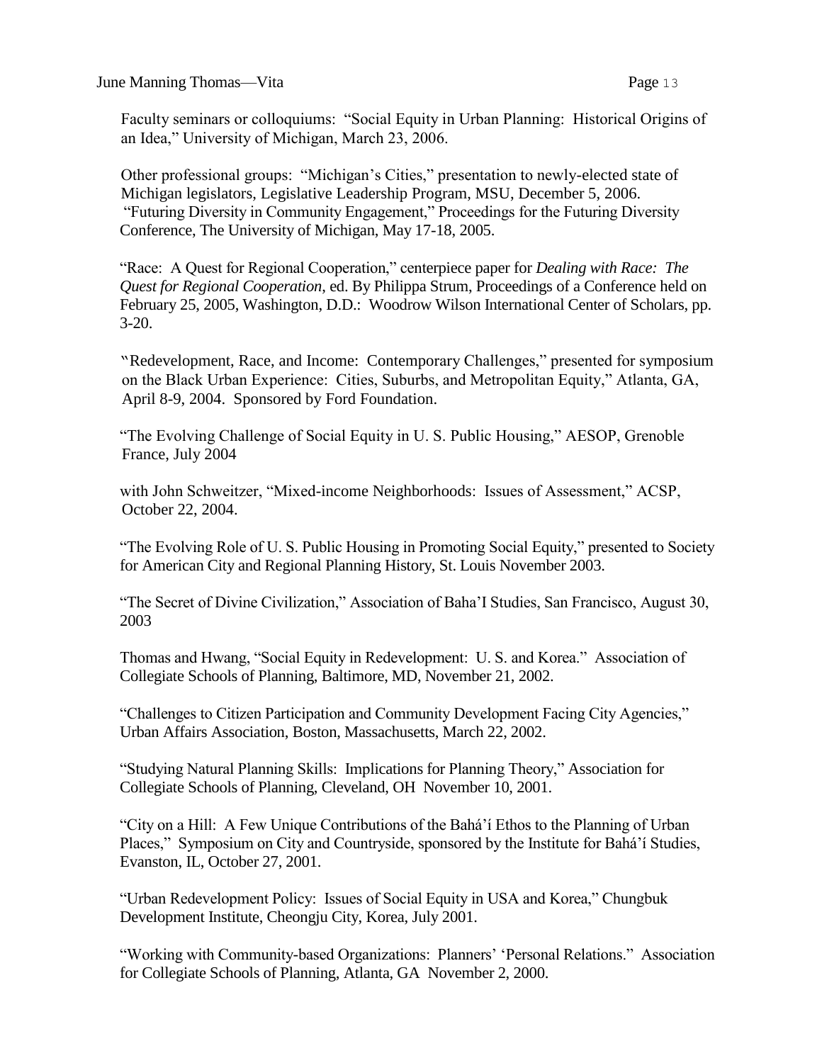Faculty seminars or colloquiums: "Social Equity in Urban Planning: Historical Origins of an Idea," University of Michigan, March 23, 2006.

Other professional groups: "Michigan's Cities," presentation to newly-elected state of Michigan legislators, Legislative Leadership Program, MSU, December 5, 2006. "Futuring Diversity in Community Engagement," Proceedings for the Futuring Diversity Conference, The University of Michigan, May 17-18, 2005.

"Race: A Quest for Regional Cooperation," centerpiece paper for *Dealing with Race: The Quest for Regional Cooperation*, ed. By Philippa Strum, Proceedings of a Conference held on February 25, 2005, Washington, D.D.: Woodrow Wilson International Center of Scholars, pp. 3-20.

"Redevelopment, Race, and Income: Contemporary Challenges," presented for symposium on the Black Urban Experience: Cities, Suburbs, and Metropolitan Equity," Atlanta, GA, April 8-9, 2004. Sponsored by Ford Foundation.

"The Evolving Challenge of Social Equity in U. S. Public Housing," AESOP, Grenoble France, July 2004

with John Schweitzer, "Mixed-income Neighborhoods: Issues of Assessment," ACSP, October 22, 2004.

"The Evolving Role of U. S. Public Housing in Promoting Social Equity," presented to Society for American City and Regional Planning History, St. Louis November 2003.

"The Secret of Divine Civilization," Association of Baha'I Studies, San Francisco, August 30, 2003

Thomas and Hwang, "Social Equity in Redevelopment: U. S. and Korea." Association of Collegiate Schools of Planning, Baltimore, MD, November 21, 2002.

"Challenges to Citizen Participation and Community Development Facing City Agencies," Urban Affairs Association, Boston, Massachusetts, March 22, 2002.

"Studying Natural Planning Skills: Implications for Planning Theory," Association for Collegiate Schools of Planning, Cleveland, OH November 10, 2001.

"City on a Hill: A Few Unique Contributions of the Bahá'í Ethos to the Planning of Urban Places," Symposium on City and Countryside, sponsored by the Institute for Bahá'í Studies, Evanston, IL, October 27, 2001.

"Urban Redevelopment Policy: Issues of Social Equity in USA and Korea," Chungbuk Development Institute, Cheongju City, Korea, July 2001.

"Working with Community-based Organizations: Planners' 'Personal Relations." Association for Collegiate Schools of Planning, Atlanta, GA November 2, 2000.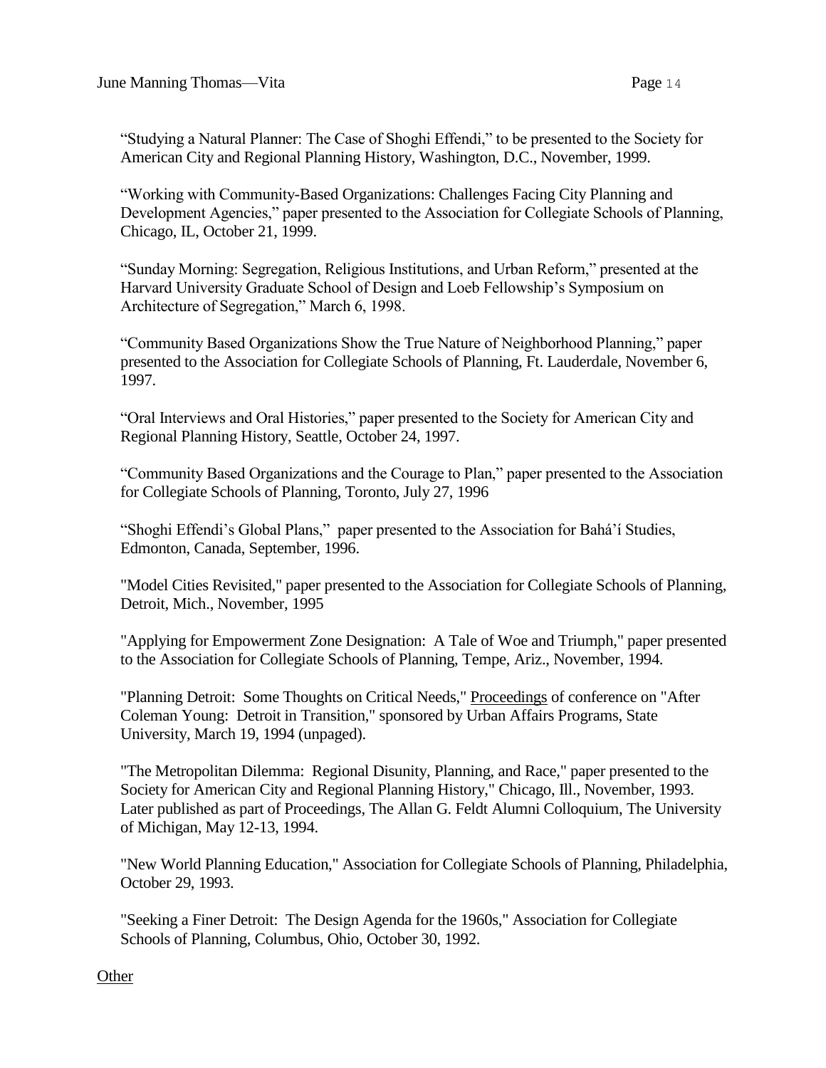"Studying a Natural Planner: The Case of Shoghi Effendi," to be presented to the Society for American City and Regional Planning History, Washington, D.C., November, 1999.

"Working with Community-Based Organizations: Challenges Facing City Planning and Development Agencies," paper presented to the Association for Collegiate Schools of Planning, Chicago, IL, October 21, 1999.

"Sunday Morning: Segregation, Religious Institutions, and Urban Reform," presented at the Harvard University Graduate School of Design and Loeb Fellowship's Symposium on Architecture of Segregation," March 6, 1998.

"Community Based Organizations Show the True Nature of Neighborhood Planning," paper presented to the Association for Collegiate Schools of Planning, Ft. Lauderdale, November 6, 1997.

"Oral Interviews and Oral Histories," paper presented to the Society for American City and Regional Planning History, Seattle, October 24, 1997.

"Community Based Organizations and the Courage to Plan," paper presented to the Association for Collegiate Schools of Planning, Toronto, July 27, 1996

"Shoghi Effendi's Global Plans," paper presented to the Association for Bahá'í Studies, Edmonton, Canada, September, 1996.

"Model Cities Revisited," paper presented to the Association for Collegiate Schools of Planning, Detroit, Mich., November, 1995

"Applying for Empowerment Zone Designation: A Tale of Woe and Triumph," paper presented to the Association for Collegiate Schools of Planning, Tempe, Ariz., November, 1994.

"Planning Detroit: Some Thoughts on Critical Needs," Proceedings of conference on "After Coleman Young: Detroit in Transition," sponsored by Urban Affairs Programs, State University, March 19, 1994 (unpaged).

"The Metropolitan Dilemma: Regional Disunity, Planning, and Race," paper presented to the Society for American City and Regional Planning History," Chicago, Ill., November, 1993. Later published as part of Proceedings, The Allan G. Feldt Alumni Colloquium, The University of Michigan, May 12-13, 1994.

"New World Planning Education," Association for Collegiate Schools of Planning, Philadelphia, October 29, 1993.

"Seeking a Finer Detroit: The Design Agenda for the 1960s," Association for Collegiate Schools of Planning, Columbus, Ohio, October 30, 1992.

Other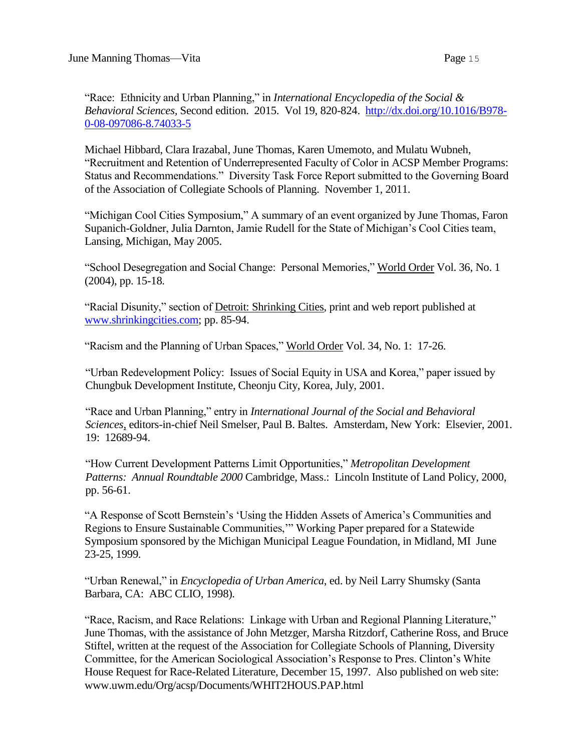"Race: Ethnicity and Urban Planning," in *International Encyclopedia of the Social & Behavioral Sciences,* Second edition. 2015. Vol 19, 820-824. [http://dx.doi.org/10.1016/B978-0-08-097086-8.74033-5](http://dx.doi.org/10.1016/B978-0-08-097086-8.74033-5)

Michael Hibbard, Clara Irazabal, June Thomas, Karen Umemoto, and Mulatu Wubneh, "Recruitment and Retention of Underrepresented Faculty of Color in ACSP Member Programs: Status and Recommendations." Diversity Task Force Report submitted to the Governing Board of the Association of Collegiate Schools of Planning. November 1, 2011.

"Michigan Cool Cities Symposium," A summary of an event organized by June Thomas, Faron Supanich-Goldner, Julia Darnton, Jamie Rudell for the State of Michigan's Cool Cities team, Lansing, Michigan, May 2005.

"School Desegregation and Social Change: Personal Memories," World Order Vol. 36, No. 1 (2004), pp. 15-18.

"Racial Disunity," section of Detroit: Shrinking Cities, print and web report published at [www.shrinkingcities.com](http://www.shrinkingcities.com); pp. 85-94.

"Racism and the Planning of Urban Spaces," World Order Vol. 34, No. 1: 17-26.

"Urban Redevelopment Policy: Issues of Social Equity in USA and Korea," paper issued by Chungbuk Development Institute, Cheonju City, Korea, July, 2001.

"Race and Urban Planning," entry in *International Journal of the Social and Behavioral Sciences*, editors-in-chief Neil Smelser, Paul B. Baltes. Amsterdam, New York: Elsevier, 2001. 19: 12689-94.

"How Current Development Patterns Limit Opportunities," *Metropolitan Development Patterns: Annual Roundtable 2000* Cambridge, Mass.: Lincoln Institute of Land Policy, 2000, pp. 56-61.

"A Response of Scott Bernstein's 'Using the Hidden Assets of America's Communities and Regions to Ensure Sustainable Communities,'" Working Paper prepared for a Statewide Symposium sponsored by the Michigan Municipal League Foundation, in Midland, MI June 23-25, 1999.

"Urban Renewal," in *Encyclopedia of Urban America*, ed. by Neil Larry Shumsky (Santa Barbara, CA: ABC CLIO, 1998).

"Race, Racism, and Race Relations: Linkage with Urban and Regional Planning Literature," June Thomas, with the assistance of John Metzger, Marsha Ritzdorf, Catherine Ross, and Bruce Stiftel, written at the request of the Association for Collegiate Schools of Planning, Diversity Committee, for the American Sociological Association's Response to Pres. Clinton's White House Request for Race-Related Literature, December 15, 1997. Also published on web site: www.uwm.edu/Org/acsp/Documents/WHIT2HOUS.PAP.html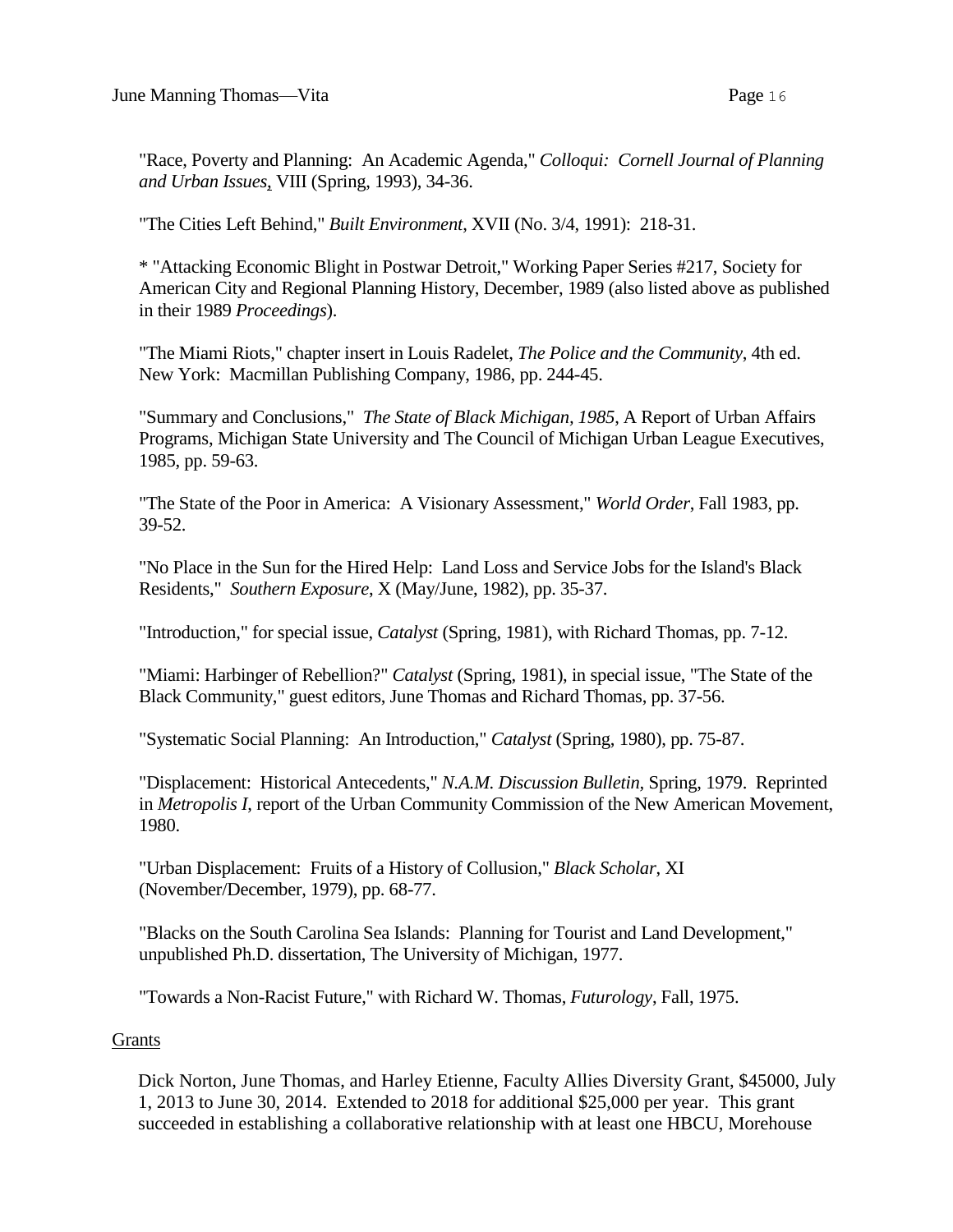"Race, Poverty and Planning: An Academic Agenda," *Colloqui: Cornell Journal of Planning and Urban Issues*, VIII (Spring, 1993), 34-36.

"The Cities Left Behind," *Built Environment*, XVII (No. 3/4, 1991): 218-31.

* "Attacking Economic Blight in Postwar Detroit," Working Paper Series #217, Society for American City and Regional Planning History, December, 1989 (also listed above as published in their 1989 *Proceedings*).

"The Miami Riots," chapter insert in Louis Radelet, *The Police and the Community*, 4th ed. New York: Macmillan Publishing Company, 1986, pp. 244-45.

"Summary and Conclusions," *The State of Black Michigan, 1985*, A Report of Urban Affairs Programs, Michigan State University and The Council of Michigan Urban League Executives, 1985, pp. 59-63.

"The State of the Poor in America: A Visionary Assessment," *World Order*, Fall 1983, pp. 39-52.

"No Place in the Sun for the Hired Help: Land Loss and Service Jobs for the Island's Black Residents," *Southern Exposure*, X (May/June, 1982), pp. 35-37.

"Introduction," for special issue, *Catalyst* (Spring, 1981), with Richard Thomas, pp. 7-12.

"Miami: Harbinger of Rebellion?" *Catalyst* (Spring, 1981), in special issue, "The State of the Black Community," guest editors, June Thomas and Richard Thomas, pp. 37-56.

"Systematic Social Planning: An Introduction," *Catalyst* (Spring, 1980), pp. 75-87.

"Displacement: Historical Antecedents," *N.A.M. Discussion Bulletin*, Spring, 1979. Reprinted in *Metropolis I*, report of the Urban Community Commission of the New American Movement, 1980.

"Urban Displacement: Fruits of a History of Collusion," *Black Scholar*, XI (November/December, 1979), pp. 68-77.

"Blacks on the South Carolina Sea Islands: Planning for Tourist and Land Development," unpublished Ph.D. dissertation, The University of Michigan, 1977.

"Towards a Non-Racist Future," with Richard W. Thomas, *Futurology*, Fall, 1975.

Grants

Dick Norton, June Thomas, and Harley Etienne, Faculty Allies Diversity Grant, $45000, July 1, 2013 to June 30, 2014. Extended to 2018 for additional $25,000 per year. This grant succeeded in establishing a collaborative relationship with at least one HBCU, Morehouse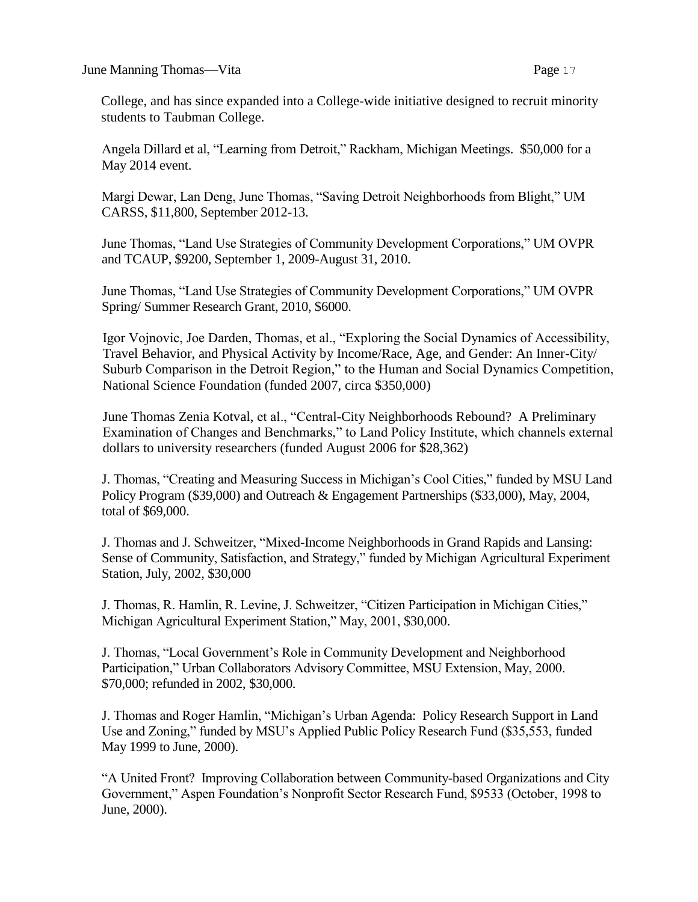College, and has since expanded into a College-wide initiative designed to recruit minority students to Taubman College.

Angela Dillard et al, "Learning from Detroit," Rackham, Michigan Meetings. $50,000 for a May 2014 event.

Margi Dewar, Lan Deng, June Thomas, "Saving Detroit Neighborhoods from Blight," UM CARSS, $11,800, September 2012-13.

June Thomas, "Land Use Strategies of Community Development Corporations," UM OVPR and TCAUP, $9200, September 1, 2009-August 31, 2010.

June Thomas, "Land Use Strategies of Community Development Corporations," UM OVPR Spring/ Summer Research Grant, 2010, $6000.

Igor Vojnovic, Joe Darden, Thomas, et al., "Exploring the Social Dynamics of Accessibility, Travel Behavior, and Physical Activity by Income/Race, Age, and Gender: An Inner-City/ Suburb Comparison in the Detroit Region," to the Human and Social Dynamics Competition, National Science Foundation (funded 2007, circa $350,000)

June Thomas Zenia Kotval, et al., "Central-City Neighborhoods Rebound? A Preliminary Examination of Changes and Benchmarks," to Land Policy Institute, which channels external dollars to university researchers (funded August 2006 for $28,362)

J. Thomas, "Creating and Measuring Success in Michigan's Cool Cities," funded by MSU Land Policy Program ($39,000) and Outreach & Engagement Partnerships ($33,000), May, 2004, total of $69,000.

J. Thomas and J. Schweitzer, "Mixed-Income Neighborhoods in Grand Rapids and Lansing: Sense of Community, Satisfaction, and Strategy," funded by Michigan Agricultural Experiment Station, July, 2002, $30,000

J. Thomas, R. Hamlin, R. Levine, J. Schweitzer, "Citizen Participation in Michigan Cities," Michigan Agricultural Experiment Station," May, 2001, $30,000.

J. Thomas, "Local Government's Role in Community Development and Neighborhood Participation," Urban Collaborators Advisory Committee, MSU Extension, May, 2000. $70,000; refunded in 2002, $30,000.

J. Thomas and Roger Hamlin, "Michigan's Urban Agenda: Policy Research Support in Land Use and Zoning," funded by MSU's Applied Public Policy Research Fund ($35,553, funded May 1999 to June, 2000).

"A United Front? Improving Collaboration between Community-based Organizations and City Government," Aspen Foundation's Nonprofit Sector Research Fund, $9533 (October, 1998 to June, 2000).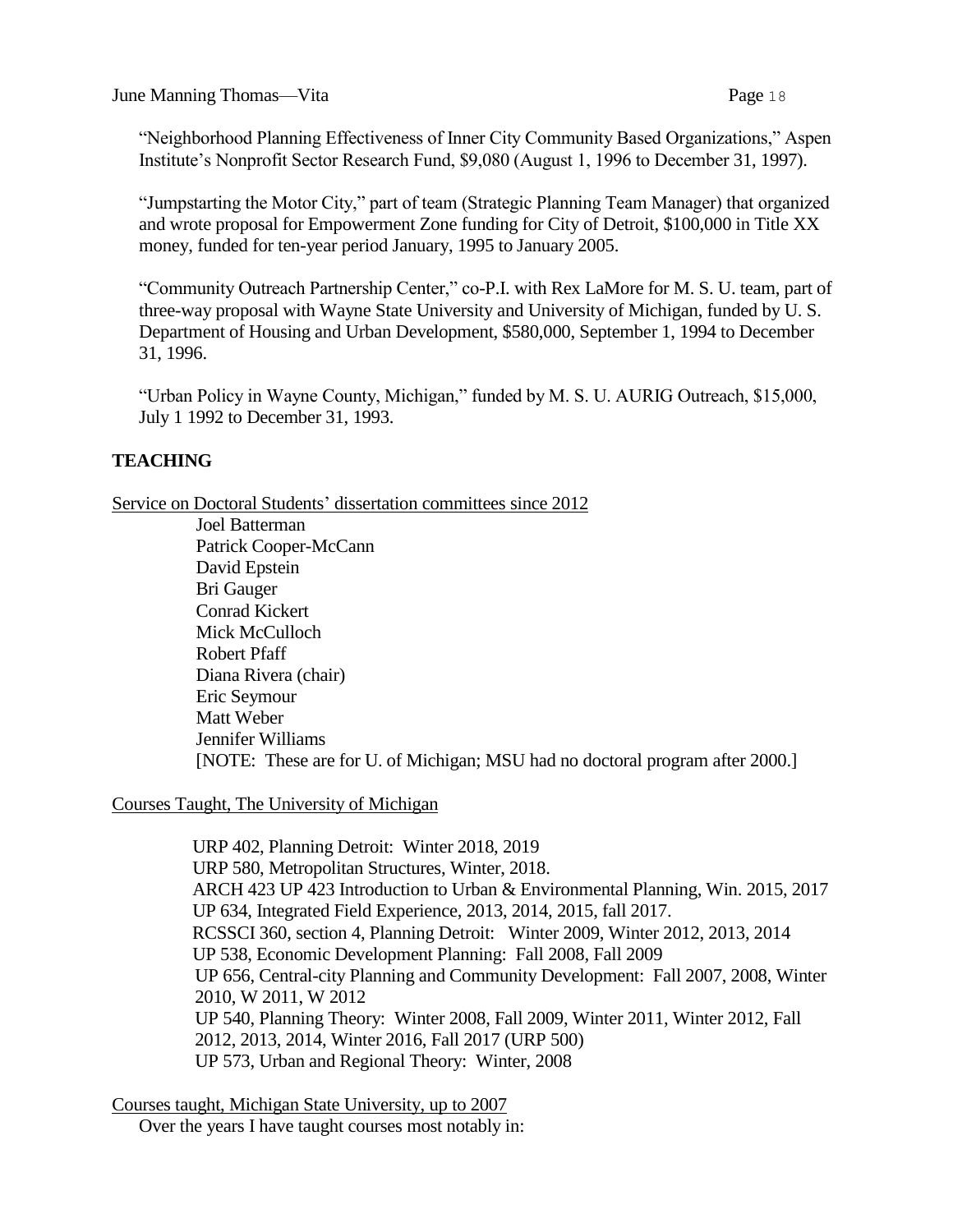"Neighborhood Planning Effectiveness of Inner City Community Based Organizations," Aspen Institute's Nonprofit Sector Research Fund, $9,080 (August 1, 1996 to December 31, 1997).

"Jumpstarting the Motor City," part of team (Strategic Planning Team Manager) that organized and wrote proposal for Empowerment Zone funding for City of Detroit, $100,000 in Title XX money, funded for ten-year period January, 1995 to January 2005.

"Community Outreach Partnership Center," co-P.I. with Rex LaMore for M. S. U. team, part of three-way proposal with Wayne State University and University of Michigan, funded by U. S. Department of Housing and Urban Development, $580,000, September 1, 1994 to December 31, 1996.

"Urban Policy in Wayne County, Michigan," funded by M. S. U. AURIG Outreach, $15,000, July 1 1992 to December 31, 1993.

## TEACHING

<u>Service on Doctoral Students' dissertation committees since 2012</u>

Joel Batterman
Patrick Cooper-McCann
David Epstein
Bri Gauger
Conrad Kickert
Mick McCulloch
Robert Pfaff
Diana Rivera (chair)
Eric Seymour
Matt Weber
Jennifer Williams
[NOTE: These are for U. of Michigan; MSU had no doctoral program after 2000.]

<u>Courses Taught, The University of Michigan</u>

URP 402, Planning Detroit: Winter 2018, 2019
URP 580, Metropolitan Structures, Winter, 2018.
ARCH 423 UP 423 Introduction to Urban & Environmental Planning, Win. 2015, 2017
UP 634, Integrated Field Experience, 2013, 2014, 2015, fall 2017.
RCSSCI 360, section 4, Planning Detroit: Winter 2009, Winter 2012, 2013, 2014
UP 538, Economic Development Planning: Fall 2008, Fall 2009
UP 656, Central-city Planning and Community Development: Fall 2007, 2008, Winter 2010, W 2011, W 2012
UP 540, Planning Theory: Winter 2008, Fall 2009, Winter 2011, Winter 2012, Fall 2012, 2013, 2014, Winter 2016, Fall 2017 (URP 500)
UP 573, Urban and Regional Theory: Winter, 2008

<u>Courses taught, Michigan State University, up to 2007</u>

Over the years I have taught courses most notably in: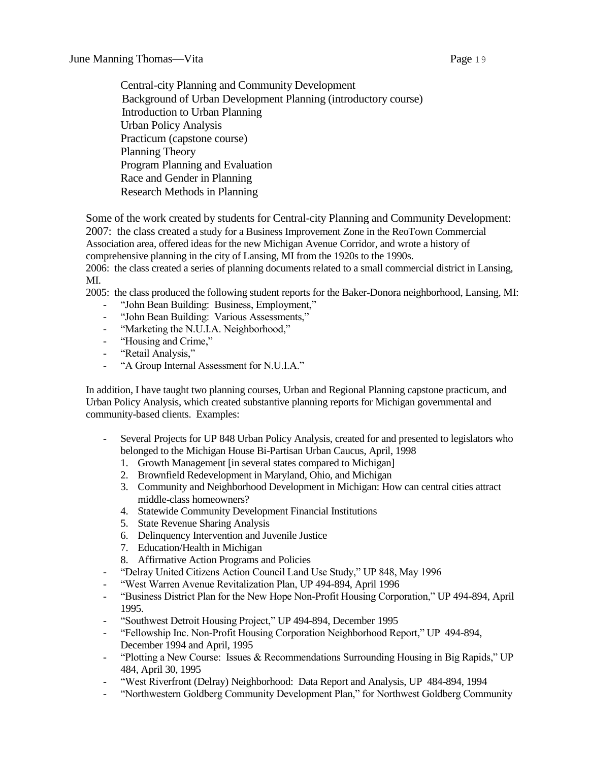Central-city Planning and Community Development
Background of Urban Development Planning (introductory course)
Introduction to Urban Planning
Urban Policy Analysis
Practicum (capstone course)
Planning Theory
Program Planning and Evaluation
Race and Gender in Planning
Research Methods in Planning

Some of the work created by students for Central-city Planning and Community Development:
2007: the class created a study for a Business Improvement Zone in the ReoTown Commercial Association area, offered ideas for the new Michigan Avenue Corridor, and wrote a history of comprehensive planning in the city of Lansing, MI from the 1920s to the 1990s.
2006: the class created a series of planning documents related to a small commercial district in Lansing, MI.
2005: the class produced the following student reports for the Baker-Donora neighborhood, Lansing, MI:

- "John Bean Building: Business, Employment,"
- "John Bean Building: Various Assessments,"
- "Marketing the N.U.I.A. Neighborhood,"
- "Housing and Crime,"
- "Retail Analysis,"
- "A Group Internal Assessment for N.U.I.A."

In addition, I have taught two planning courses, Urban and Regional Planning capstone practicum, and Urban Policy Analysis, which created substantive planning reports for Michigan governmental and community-based clients. Examples:

- Several Projects for UP 848 Urban Policy Analysis, created for and presented to legislators who belonged to the Michigan House Bi-Partisan Urban Caucus, April, 1998
  1. Growth Management [in several states compared to Michigan]
  2. Brownfield Redevelopment in Maryland, Ohio, and Michigan
  3. Community and Neighborhood Development in Michigan: How can central cities attract middle-class homeowners?
  4. Statewide Community Development Financial Institutions
  5. State Revenue Sharing Analysis
  6. Delinquency Intervention and Juvenile Justice
  7. Education/Health in Michigan
  8. Affirmative Action Programs and Policies
- "Delray United Citizens Action Council Land Use Study," UP 848, May 1996
- "West Warren Avenue Revitalization Plan, UP 494-894, April 1996
- "Business District Plan for the New Hope Non-Profit Housing Corporation," UP 494-894, April 1995.
- "Southwest Detroit Housing Project," UP 494-894, December 1995
- "Fellowship Inc. Non-Profit Housing Corporation Neighborhood Report," UP 494-894, December 1994 and April, 1995
- "Plotting a New Course: Issues & Recommendations Surrounding Housing in Big Rapids," UP 484, April 30, 1995
- "West Riverfront (Delray) Neighborhood: Data Report and Analysis, UP 484-894, 1994
- "Northwestern Goldberg Community Development Plan," for Northwest Goldberg Community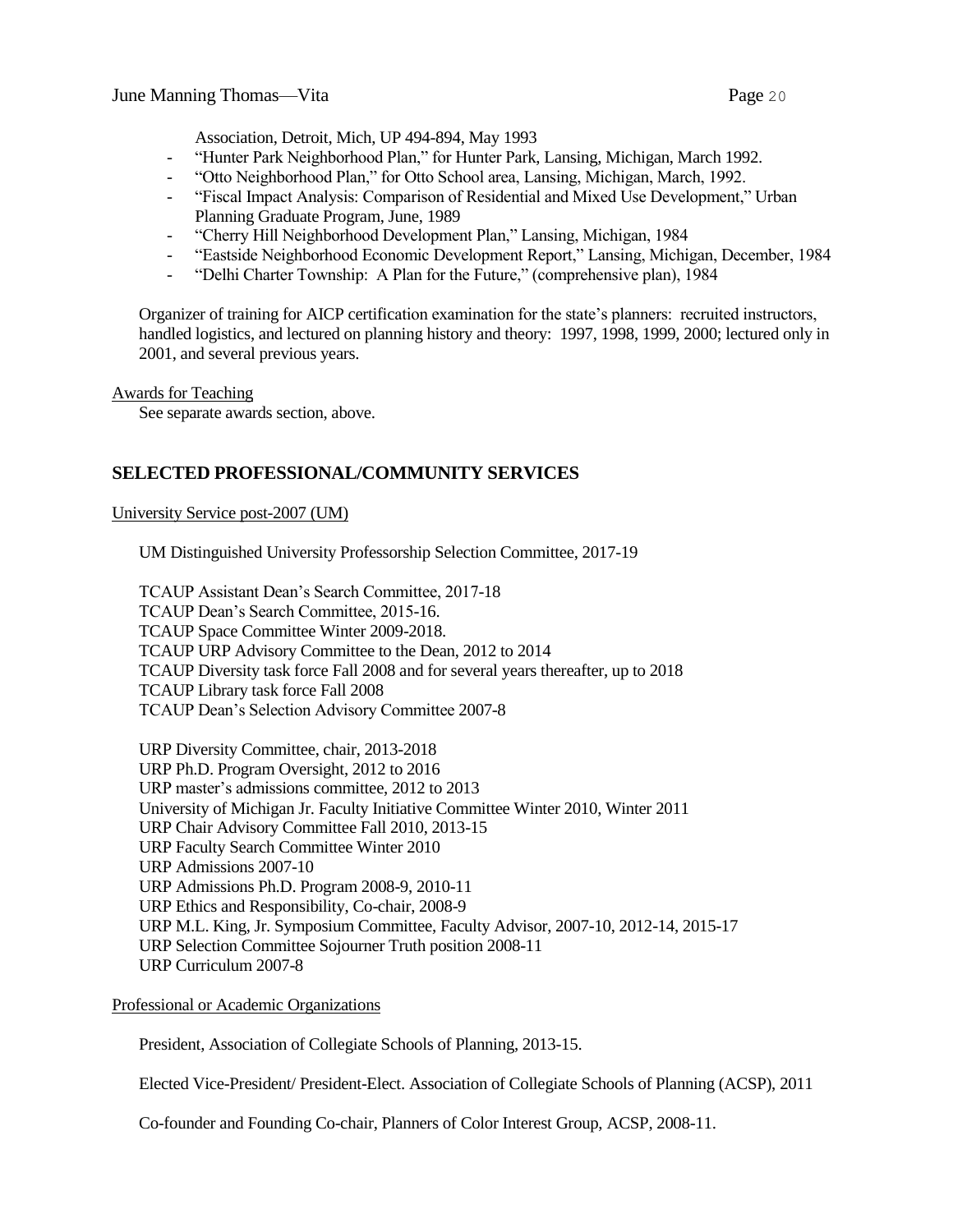Association, Detroit, Mich, UP 494-894, May 1993

- "Hunter Park Neighborhood Plan," for Hunter Park, Lansing, Michigan, March 1992.
- "Otto Neighborhood Plan," for Otto School area, Lansing, Michigan, March, 1992.
- "Fiscal Impact Analysis: Comparison of Residential and Mixed Use Development," Urban Planning Graduate Program, June, 1989
- "Cherry Hill Neighborhood Development Plan," Lansing, Michigan, 1984
- "Eastside Neighborhood Economic Development Report," Lansing, Michigan, December, 1984
- "Delhi Charter Township: A Plan for the Future," (comprehensive plan), 1984

Organizer of training for AICP certification examination for the state's planners: recruited instructors, handled logistics, and lectured on planning history and theory: 1997, 1998, 1999, 2000; lectured only in 2001, and several previous years.

Awards for Teaching

See separate awards section, above.

## SELECTED PROFESSIONAL/COMMUNITY SERVICES

University Service post-2007 (UM)

UM Distinguished University Professorship Selection Committee, 2017-19

TCAUP Assistant Dean's Search Committee, 2017-18
TCAUP Dean's Search Committee, 2015-16.
TCAUP Space Committee Winter 2009-2018.
TCAUP URP Advisory Committee to the Dean, 2012 to 2014
TCAUP Diversity task force Fall 2008 and for several years thereafter, up to 2018
TCAUP Library task force Fall 2008
TCAUP Dean's Selection Advisory Committee 2007-8

URP Diversity Committee, chair, 2013-2018
URP Ph.D. Program Oversight, 2012 to 2016
URP master's admissions committee, 2012 to 2013
University of Michigan Jr. Faculty Initiative Committee Winter 2010, Winter 2011
URP Chair Advisory Committee Fall 2010, 2013-15
URP Faculty Search Committee Winter 2010
URP Admissions 2007-10
URP Admissions Ph.D. Program 2008-9, 2010-11
URP Ethics and Responsibility, Co-chair, 2008-9
URP M.L. King, Jr. Symposium Committee, Faculty Advisor, 2007-10, 2012-14, 2015-17
URP Selection Committee Sojourner Truth position 2008-11
URP Curriculum 2007-8

Professional or Academic Organizations

President, Association of Collegiate Schools of Planning, 2013-15.

Elected Vice-President/ President-Elect. Association of Collegiate Schools of Planning (ACSP), 2011

Co-founder and Founding Co-chair, Planners of Color Interest Group, ACSP, 2008-11.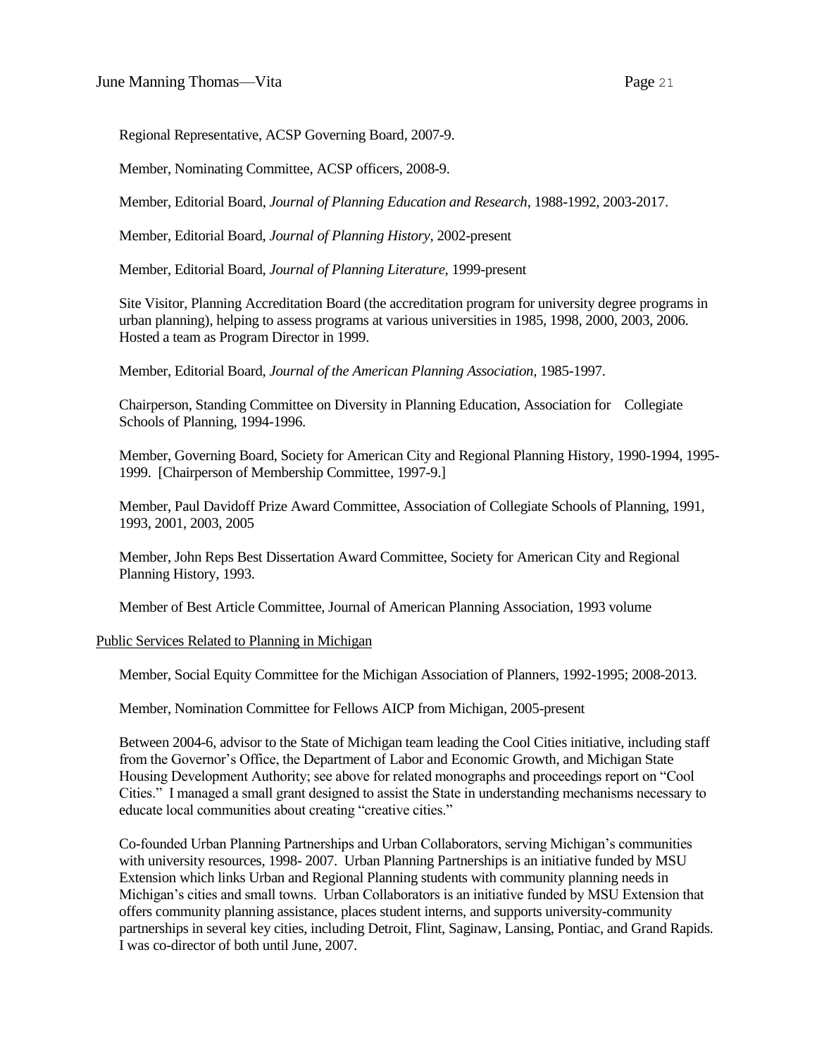Regional Representative, ACSP Governing Board, 2007-9.

Member, Nominating Committee, ACSP officers, 2008-9.

Member, Editorial Board, *Journal of Planning Education and Research*, 1988-1992, 2003-2017.

Member, Editorial Board, *Journal of Planning History,* 2002-present

Member, Editorial Board, *Journal of Planning Literature*, 1999-present

Site Visitor, Planning Accreditation Board (the accreditation program for university degree programs in urban planning), helping to assess programs at various universities in 1985, 1998, 2000, 2003, 2006. Hosted a team as Program Director in 1999.

Member, Editorial Board, *Journal of the American Planning Association,* 1985-1997.

Chairperson, Standing Committee on Diversity in Planning Education, Association for Collegiate Schools of Planning, 1994-1996.

Member, Governing Board, Society for American City and Regional Planning History, 1990-1994, 1995-1999. [Chairperson of Membership Committee, 1997-9.]

Member, Paul Davidoff Prize Award Committee, Association of Collegiate Schools of Planning, 1991, 1993, 2001, 2003, 2005

Member, John Reps Best Dissertation Award Committee, Society for American City and Regional Planning History, 1993.

Member of Best Article Committee, Journal of American Planning Association, 1993 volume

<u>Public Services Related to Planning in Michigan</u>

Member, Social Equity Committee for the Michigan Association of Planners, 1992-1995; 2008-2013.

Member, Nomination Committee for Fellows AICP from Michigan, 2005-present

Between 2004-6, advisor to the State of Michigan team leading the Cool Cities initiative, including staff from the Governor's Office, the Department of Labor and Economic Growth, and Michigan State Housing Development Authority; see above for related monographs and proceedings report on "Cool Cities." I managed a small grant designed to assist the State in understanding mechanisms necessary to educate local communities about creating "creative cities."

Co-founded Urban Planning Partnerships and Urban Collaborators, serving Michigan's communities with university resources, 1998- 2007. Urban Planning Partnerships is an initiative funded by MSU Extension which links Urban and Regional Planning students with community planning needs in Michigan's cities and small towns. Urban Collaborators is an initiative funded by MSU Extension that offers community planning assistance, places student interns, and supports university-community partnerships in several key cities, including Detroit, Flint, Saginaw, Lansing, Pontiac, and Grand Rapids. I was co-director of both until June, 2007.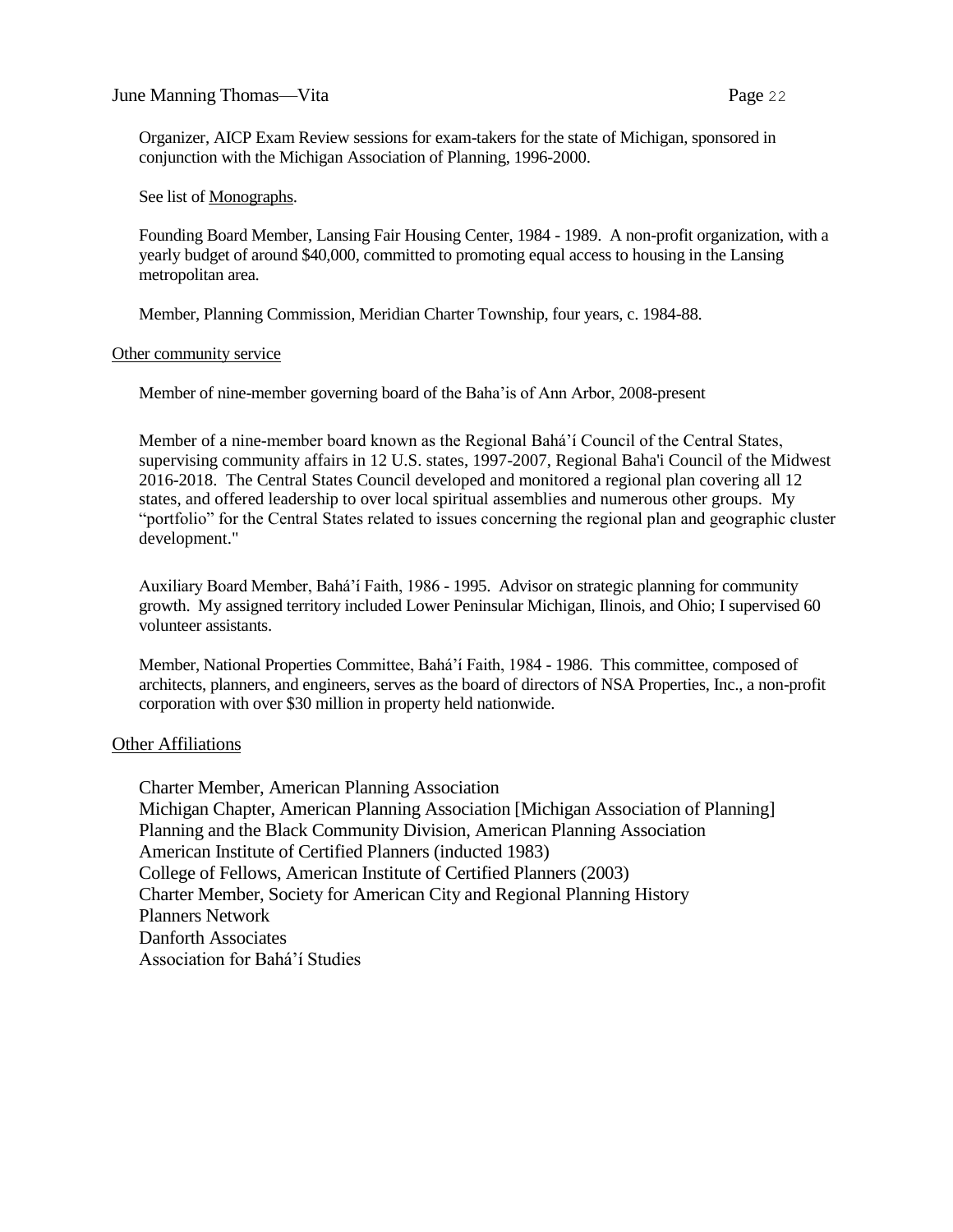Organizer, AICP Exam Review sessions for exam-takers for the state of Michigan, sponsored in conjunction with the Michigan Association of Planning, 1996-2000.

See list of Monographs.

Founding Board Member, Lansing Fair Housing Center, 1984 - 1989. A non-profit organization, with a yearly budget of around $40,000, committed to promoting equal access to housing in the Lansing metropolitan area.

Member, Planning Commission, Meridian Charter Township, four years, c. 1984-88.

Other community service

Member of nine-member governing board of the Baha'is of Ann Arbor, 2008-present

Member of a nine-member board known as the Regional Bahá'í Council of the Central States, supervising community affairs in 12 U.S. states, 1997-2007, Regional Baha'i Council of the Midwest 2016-2018. The Central States Council developed and monitored a regional plan covering all 12 states, and offered leadership to over local spiritual assemblies and numerous other groups. My "portfolio" for the Central States related to issues concerning the regional plan and geographic cluster development."

Auxiliary Board Member, Bahá'í Faith, 1986 - 1995. Advisor on strategic planning for community growth. My assigned territory included Lower Peninsular Michigan, Ilinois, and Ohio; I supervised 60 volunteer assistants.

Member, National Properties Committee, Bahá'í Faith, 1984 - 1986. This committee, composed of architects, planners, and engineers, serves as the board of directors of NSA Properties, Inc., a non-profit corporation with over $30 million in property held nationwide.

## Other Affiliations

Charter Member, American Planning Association
Michigan Chapter, American Planning Association [Michigan Association of Planning]
Planning and the Black Community Division, American Planning Association
American Institute of Certified Planners (inducted 1983)
College of Fellows, American Institute of Certified Planners (2003)
Charter Member, Society for American City and Regional Planning History
Planners Network
Danforth Associates
Association for Bahá'í Studies